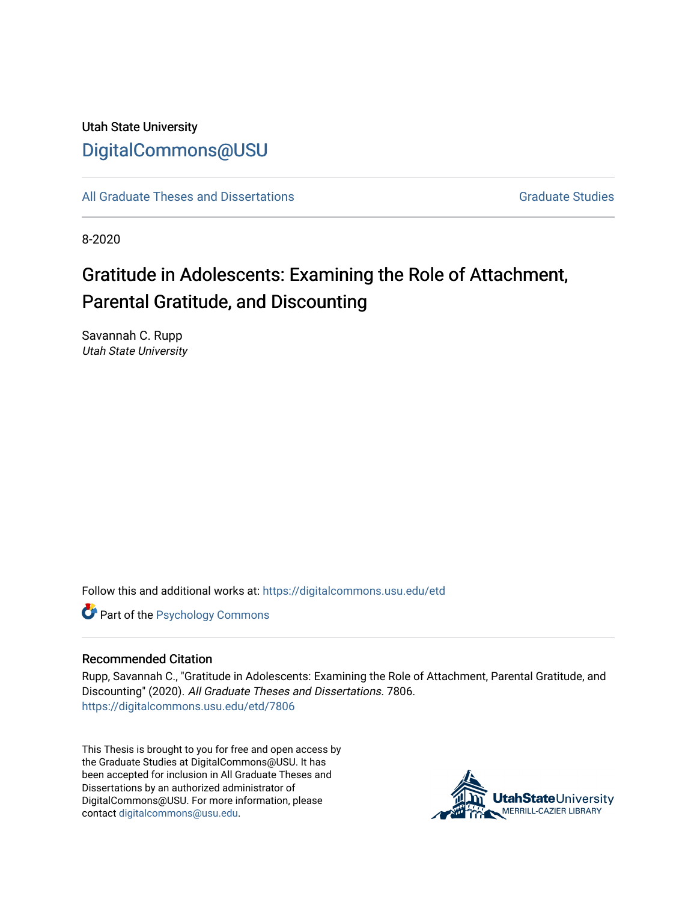Utah State University

DigitalCommons@USU

All Graduate Theses and Dissertations

Graduate Studies

8-2020

# Gratitude in Adolescents: Examining the Role of Attachment, Parental Gratitude, and Discounting

Savannah C. Rupp
*Utah State University*

Follow this and additional works at: https://digitalcommons.usu.edu/etd

Part of the Psychology Commons

## Recommended Citation

Rupp, Savannah C., "Gratitude in Adolescents: Examining the Role of Attachment, Parental Gratitude, and Discounting" (2020). *All Graduate Theses and Dissertations*. 7806.
https://digitalcommons.usu.edu/etd/7806

This Thesis is brought to you for free and open access by the Graduate Studies at DigitalCommons@USU. It has been accepted for inclusion in All Graduate Theses and Dissertations by an authorized administrator of DigitalCommons@USU. For more information, please contact digitalcommons@usu.edu.

UtahStateUniversity
MERRILL-CAZIER LIBRARY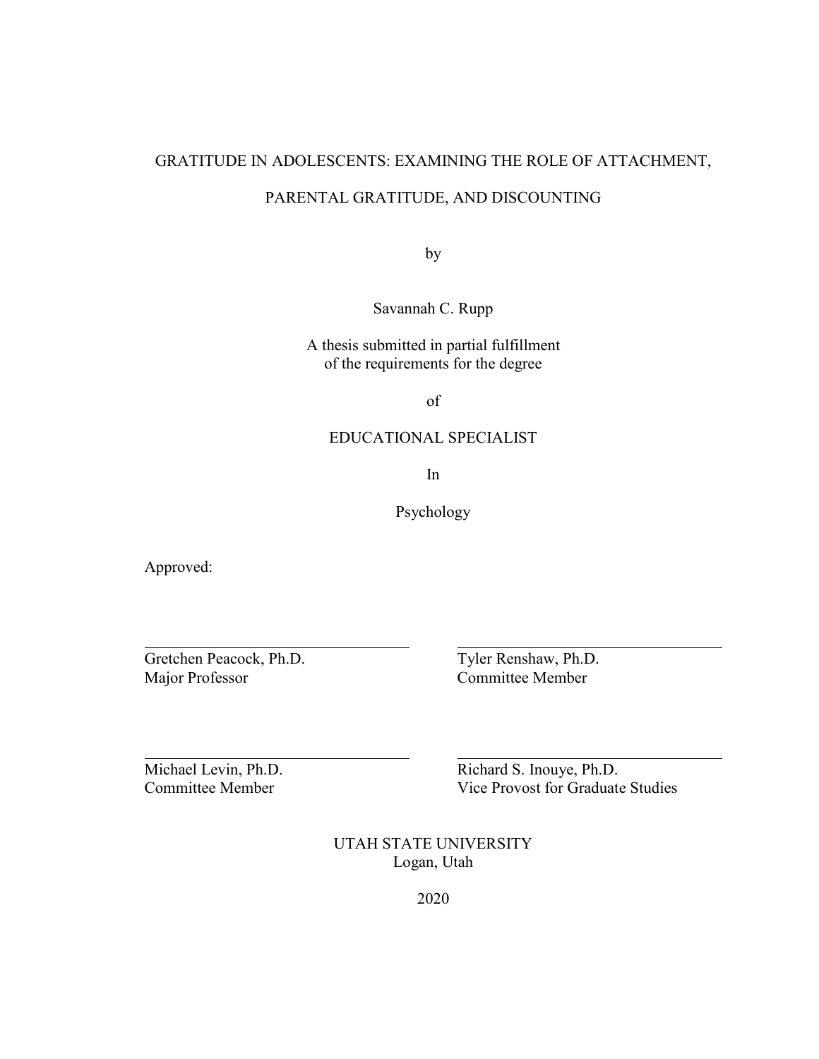# GRATITUDE IN ADOLESCENTS: EXAMINING THE ROLE OF ATTACHMENT, PARENTAL GRATITUDE, AND DISCOUNTING

by

Savannah C. Rupp

A thesis submitted in partial fulfillment
of the requirements for the degree

of

EDUCATIONAL SPECIALIST

In

Psychology

Approved:

| | |
|---|---|
| Gretchen Peacock, Ph.D.<br>Major Professor | Tyler Renshaw, Ph.D.<br>Committee Member |
| Michael Levin, Ph.D.<br>Committee Member | Richard S. Inouye, Ph.D.<br>Vice Provost for Graduate Studies |

UTAH STATE UNIVERSITY
Logan, Utah

2020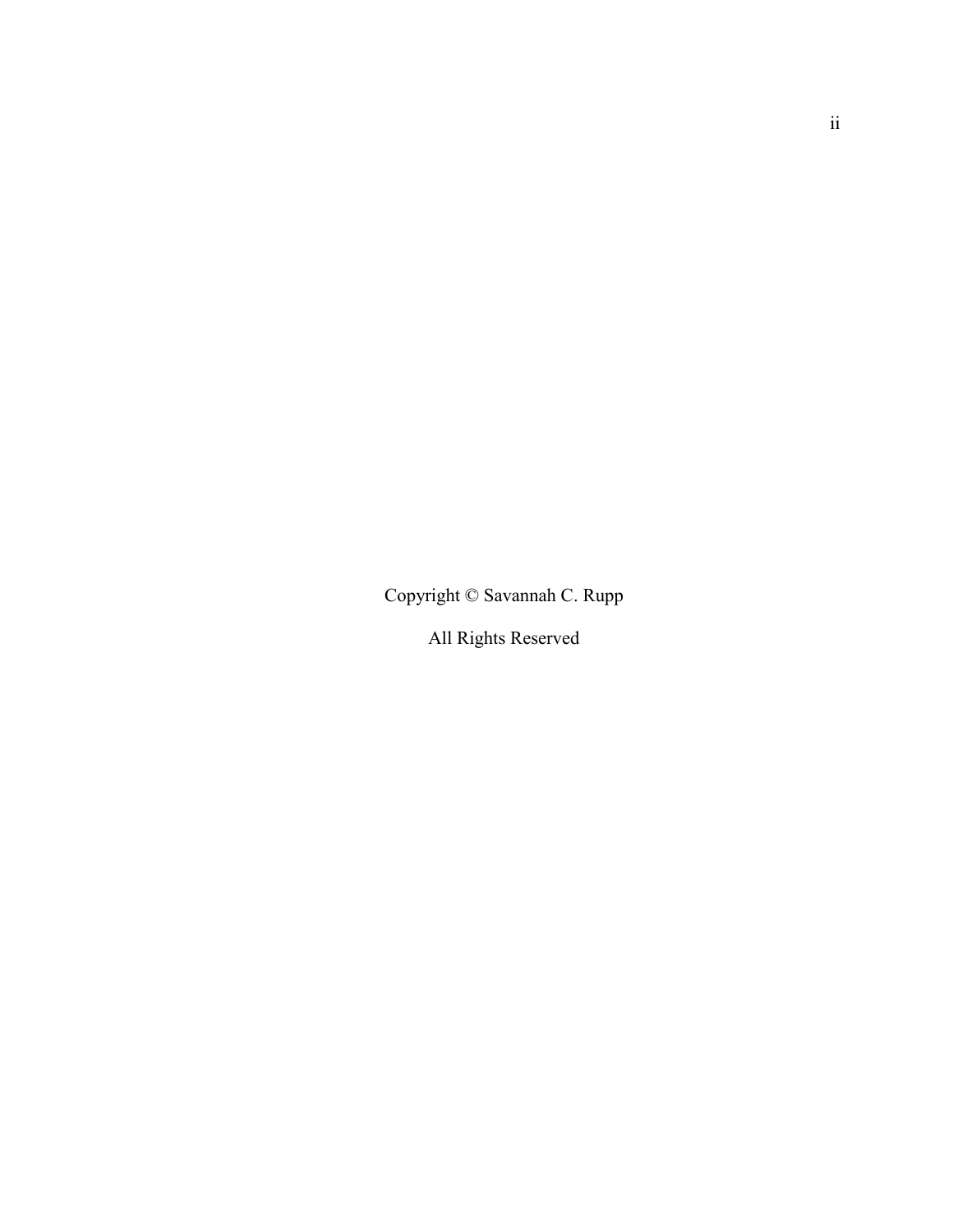Copyright © Savannah C. Rupp

All Rights Reserved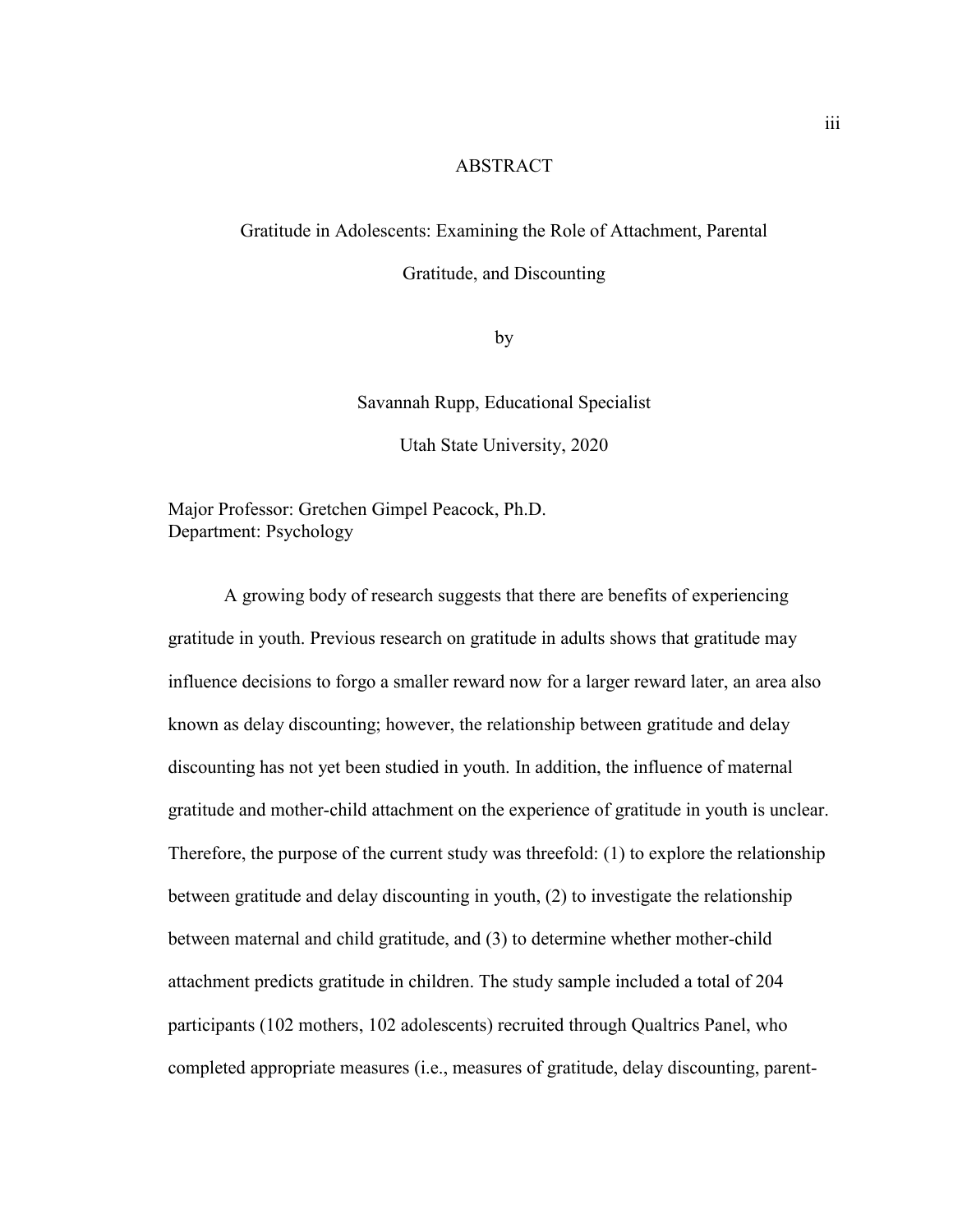# ABSTRACT

## Gratitude in Adolescents: Examining the Role of Attachment, Parental Gratitude, and Discounting

by

Savannah Rupp, Educational Specialist

Utah State University, 2020

Major Professor: Gretchen Gimpel Peacock, Ph.D.
Department: Psychology

A growing body of research suggests that there are benefits of experiencing gratitude in youth. Previous research on gratitude in adults shows that gratitude may influence decisions to forgo a smaller reward now for a larger reward later, an area also known as delay discounting; however, the relationship between gratitude and delay discounting has not yet been studied in youth. In addition, the influence of maternal gratitude and mother-child attachment on the experience of gratitude in youth is unclear. Therefore, the purpose of the current study was threefold: (1) to explore the relationship between gratitude and delay discounting in youth, (2) to investigate the relationship between maternal and child gratitude, and (3) to determine whether mother-child attachment predicts gratitude in children. The study sample included a total of 204 participants (102 mothers, 102 adolescents) recruited through Qualtrics Panel, who completed appropriate measures (i.e., measures of gratitude, delay discounting, parent-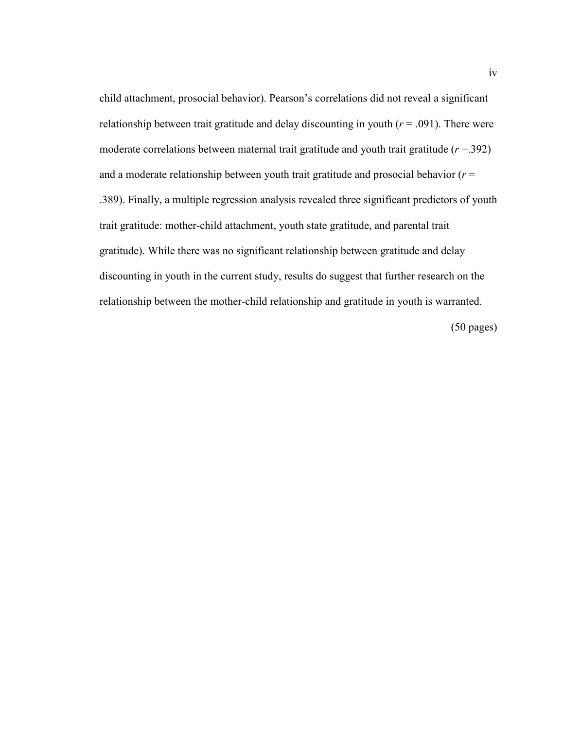child attachment, prosocial behavior). Pearson's correlations did not reveal a significant relationship between trait gratitude and delay discounting in youth ($r$ = .091). There were moderate correlations between maternal trait gratitude and youth trait gratitude ($r$ =.392) and a moderate relationship between youth trait gratitude and prosocial behavior ($r$ = .389). Finally, a multiple regression analysis revealed three significant predictors of youth trait gratitude: mother-child attachment, youth state gratitude, and parental trait gratitude). While there was no significant relationship between gratitude and delay discounting in youth in the current study, results do suggest that further research on the relationship between the mother-child relationship and gratitude in youth is warranted.

(50 pages)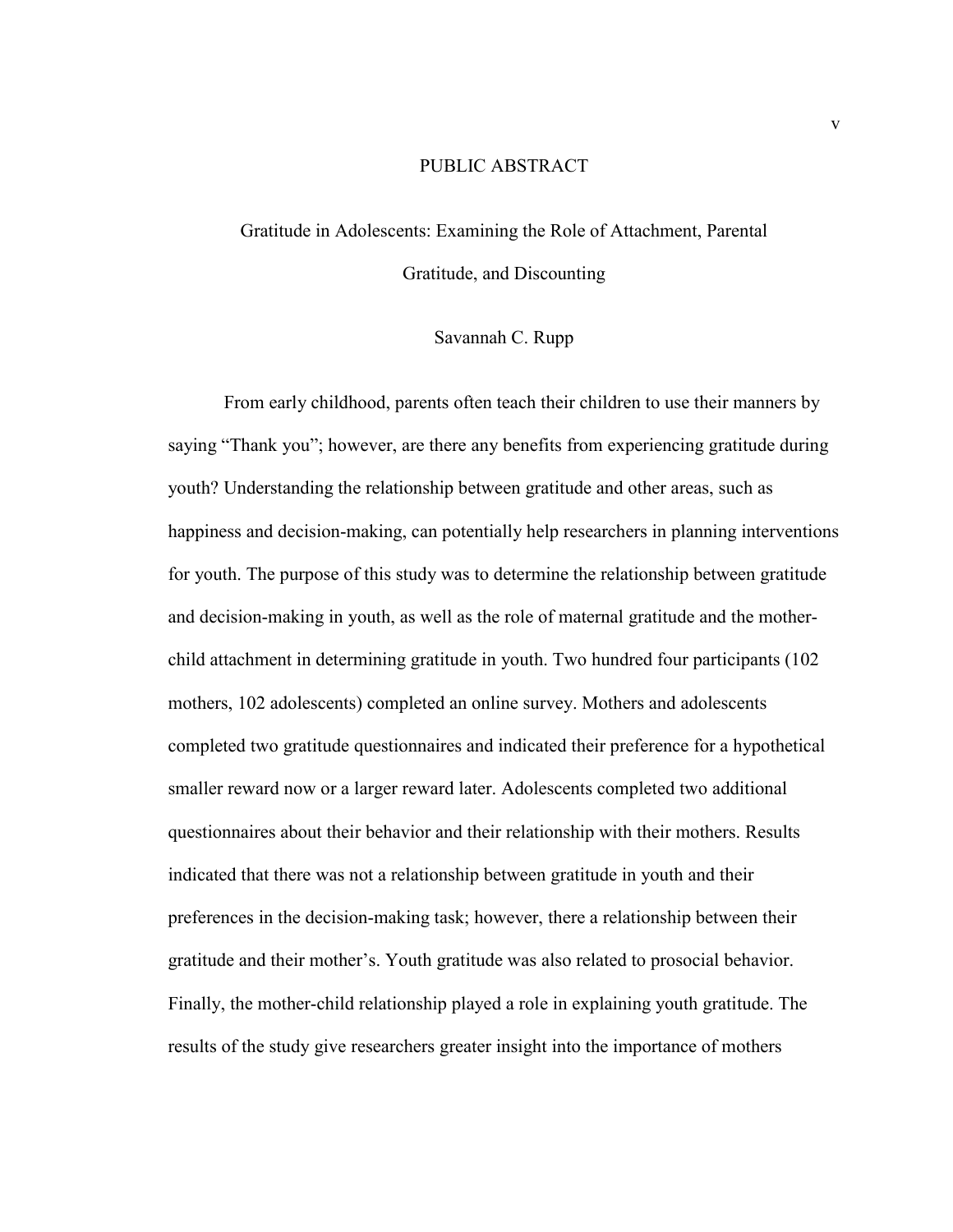# PUBLIC ABSTRACT

## Gratitude in Adolescents: Examining the Role of Attachment, Parental Gratitude, and Discounting

Savannah C. Rupp

From early childhood, parents often teach their children to use their manners by saying "Thank you"; however, are there any benefits from experiencing gratitude during youth? Understanding the relationship between gratitude and other areas, such as happiness and decision-making, can potentially help researchers in planning interventions for youth. The purpose of this study was to determine the relationship between gratitude and decision-making in youth, as well as the role of maternal gratitude and the mother-child attachment in determining gratitude in youth. Two hundred four participants (102 mothers, 102 adolescents) completed an online survey. Mothers and adolescents completed two gratitude questionnaires and indicated their preference for a hypothetical smaller reward now or a larger reward later. Adolescents completed two additional questionnaires about their behavior and their relationship with their mothers. Results indicated that there was not a relationship between gratitude in youth and their preferences in the decision-making task; however, there a relationship between their gratitude and their mother's. Youth gratitude was also related to prosocial behavior. Finally, the mother-child relationship played a role in explaining youth gratitude. The results of the study give researchers greater insight into the importance of mothers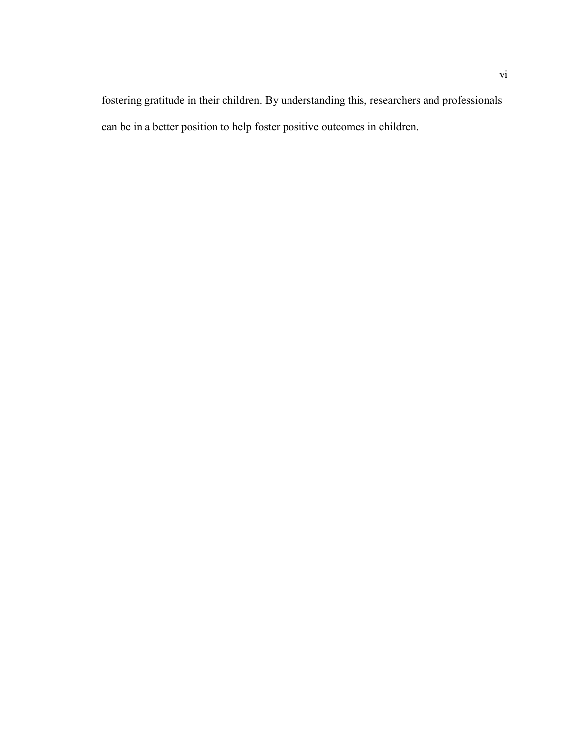fostering gratitude in their children. By understanding this, researchers and professionals can be in a better position to help foster positive outcomes in children.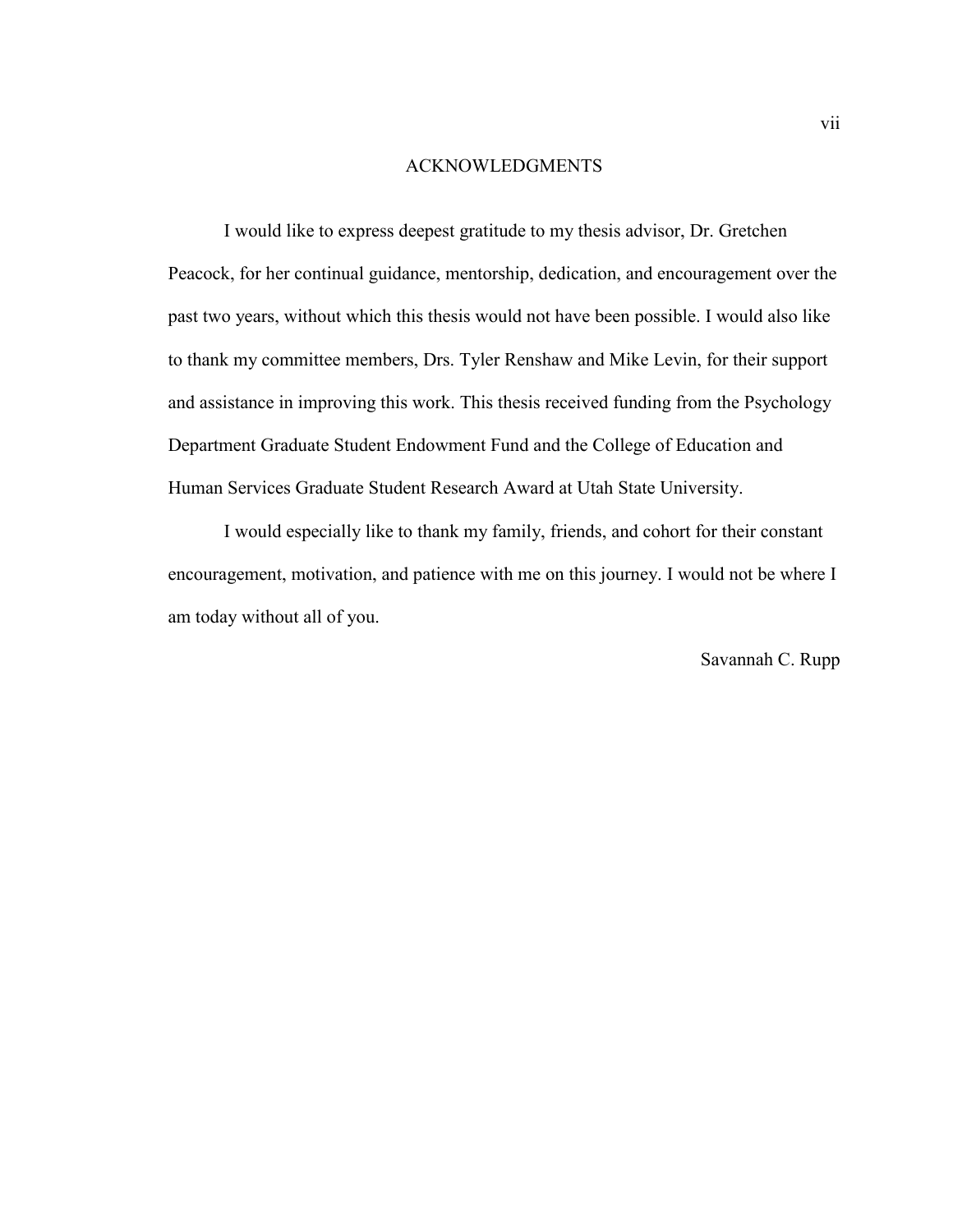# ACKNOWLEDGMENTS

I would like to express deepest gratitude to my thesis advisor, Dr. Gretchen Peacock, for her continual guidance, mentorship, dedication, and encouragement over the past two years, without which this thesis would not have been possible. I would also like to thank my committee members, Drs. Tyler Renshaw and Mike Levin, for their support and assistance in improving this work. This thesis received funding from the Psychology Department Graduate Student Endowment Fund and the College of Education and Human Services Graduate Student Research Award at Utah State University.

I would especially like to thank my family, friends, and cohort for their constant encouragement, motivation, and patience with me on this journey. I would not be where I am today without all of you.

Savannah C. Rupp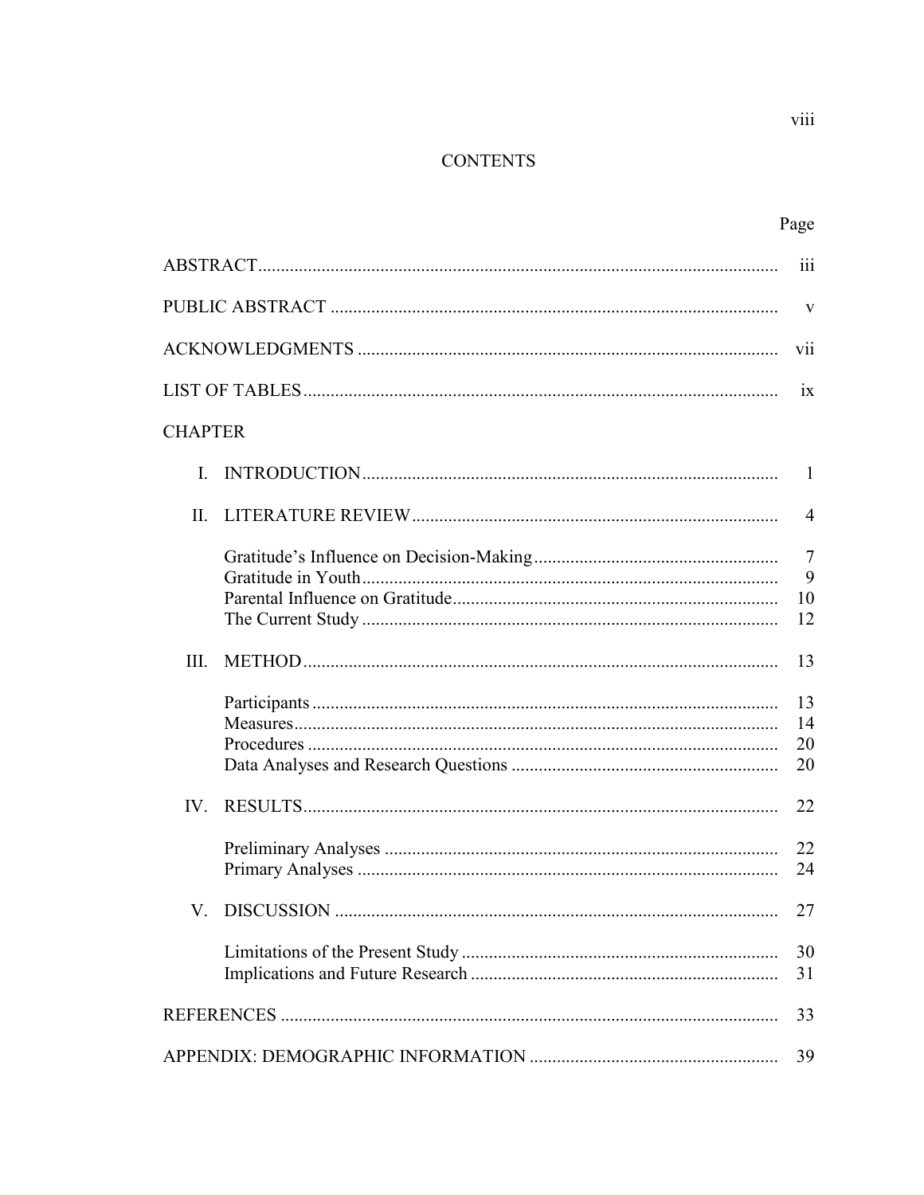# CONTENTS

| | Page |
|---|---|
| ABSTRACT | iii |
| PUBLIC ABSTRACT | v |
| ACKNOWLEDGMENTS | vii |
| LIST OF TABLES | ix |
| CHAPTER | |
| I. INTRODUCTION | 1 |
| II. LITERATURE REVIEW | 4 |
| Gratitude's Influence on Decision-Making | 7 |
| Gratitude in Youth | 9 |
| Parental Influence on Gratitude | 10 |
| The Current Study | 12 |
| III. METHOD | 13 |
| Participants | 13 |
| Measures | 14 |
| Procedures | 20 |
| Data Analyses and Research Questions | 20 |
| IV. RESULTS | 22 |
| Preliminary Analyses | 22 |
| Primary Analyses | 24 |
| V. DISCUSSION | 27 |
| Limitations of the Present Study | 30 |
| Implications and Future Research | 31 |
| REFERENCES | 33 |
| APPENDIX: DEMOGRAPHIC INFORMATION | 39 |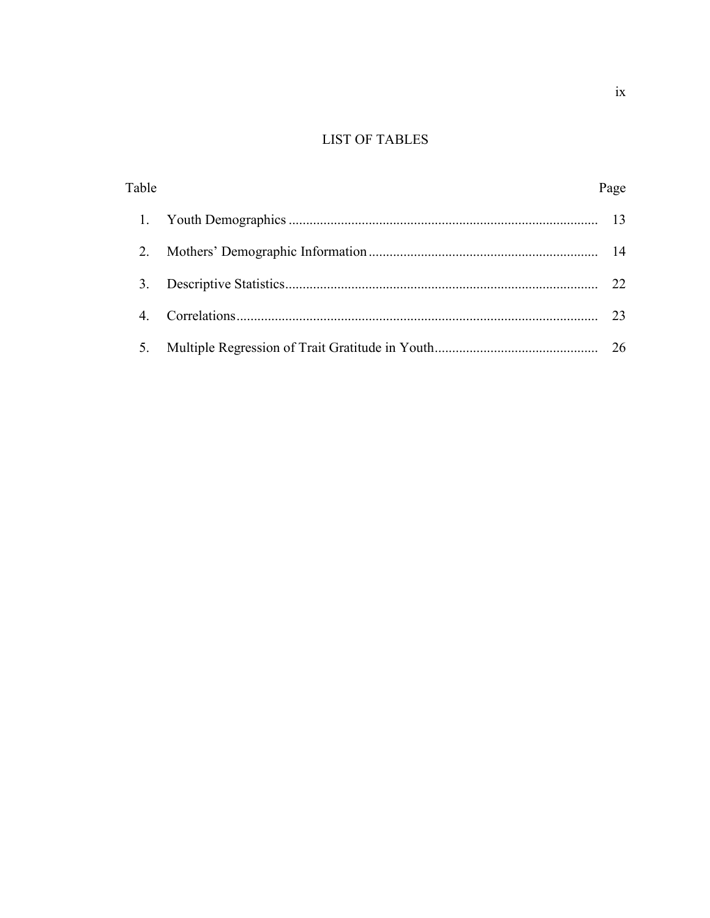# LIST OF TABLES

| Table | | Page |
|---|---|---|
| 1. | Youth Demographics | 13 |
| 2. | Mothers' Demographic Information | 14 |
| 3. | Descriptive Statistics | 22 |
| 4. | Correlations | 23 |
| 5. | Multiple Regression of Trait Gratitude in Youth | 26 |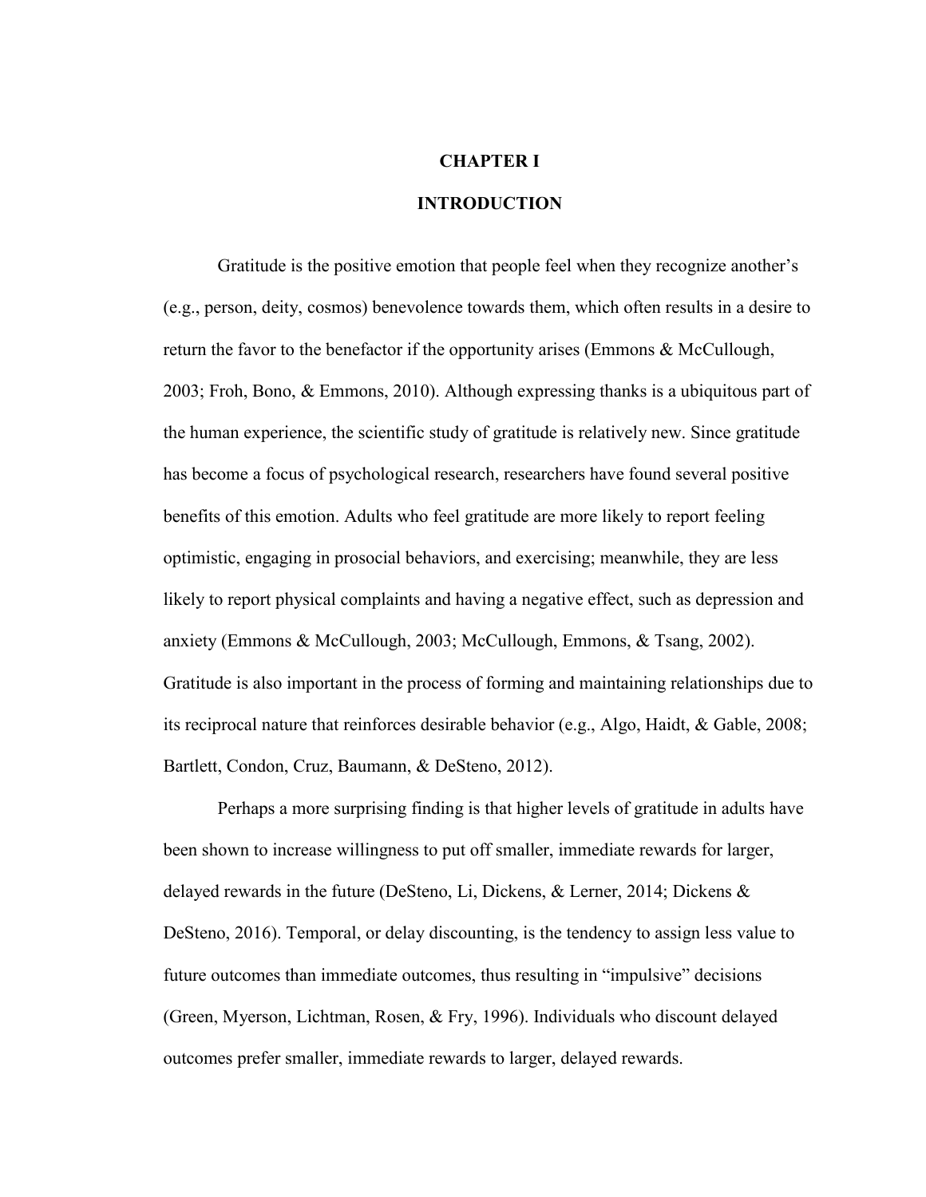# CHAPTER I

# INTRODUCTION

Gratitude is the positive emotion that people feel when they recognize another's (e.g., person, deity, cosmos) benevolence towards them, which often results in a desire to return the favor to the benefactor if the opportunity arises (Emmons & McCullough, 2003; Froh, Bono, & Emmons, 2010). Although expressing thanks is a ubiquitous part of the human experience, the scientific study of gratitude is relatively new. Since gratitude has become a focus of psychological research, researchers have found several positive benefits of this emotion. Adults who feel gratitude are more likely to report feeling optimistic, engaging in prosocial behaviors, and exercising; meanwhile, they are less likely to report physical complaints and having a negative effect, such as depression and anxiety (Emmons & McCullough, 2003; McCullough, Emmons, & Tsang, 2002). Gratitude is also important in the process of forming and maintaining relationships due to its reciprocal nature that reinforces desirable behavior (e.g., Algo, Haidt, & Gable, 2008; Bartlett, Condon, Cruz, Baumann, & DeSteno, 2012).

Perhaps a more surprising finding is that higher levels of gratitude in adults have been shown to increase willingness to put off smaller, immediate rewards for larger, delayed rewards in the future (DeSteno, Li, Dickens, & Lerner, 2014; Dickens & DeSteno, 2016). Temporal, or delay discounting, is the tendency to assign less value to future outcomes than immediate outcomes, thus resulting in "impulsive" decisions (Green, Myerson, Lichtman, Rosen, & Fry, 1996). Individuals who discount delayed outcomes prefer smaller, immediate rewards to larger, delayed rewards.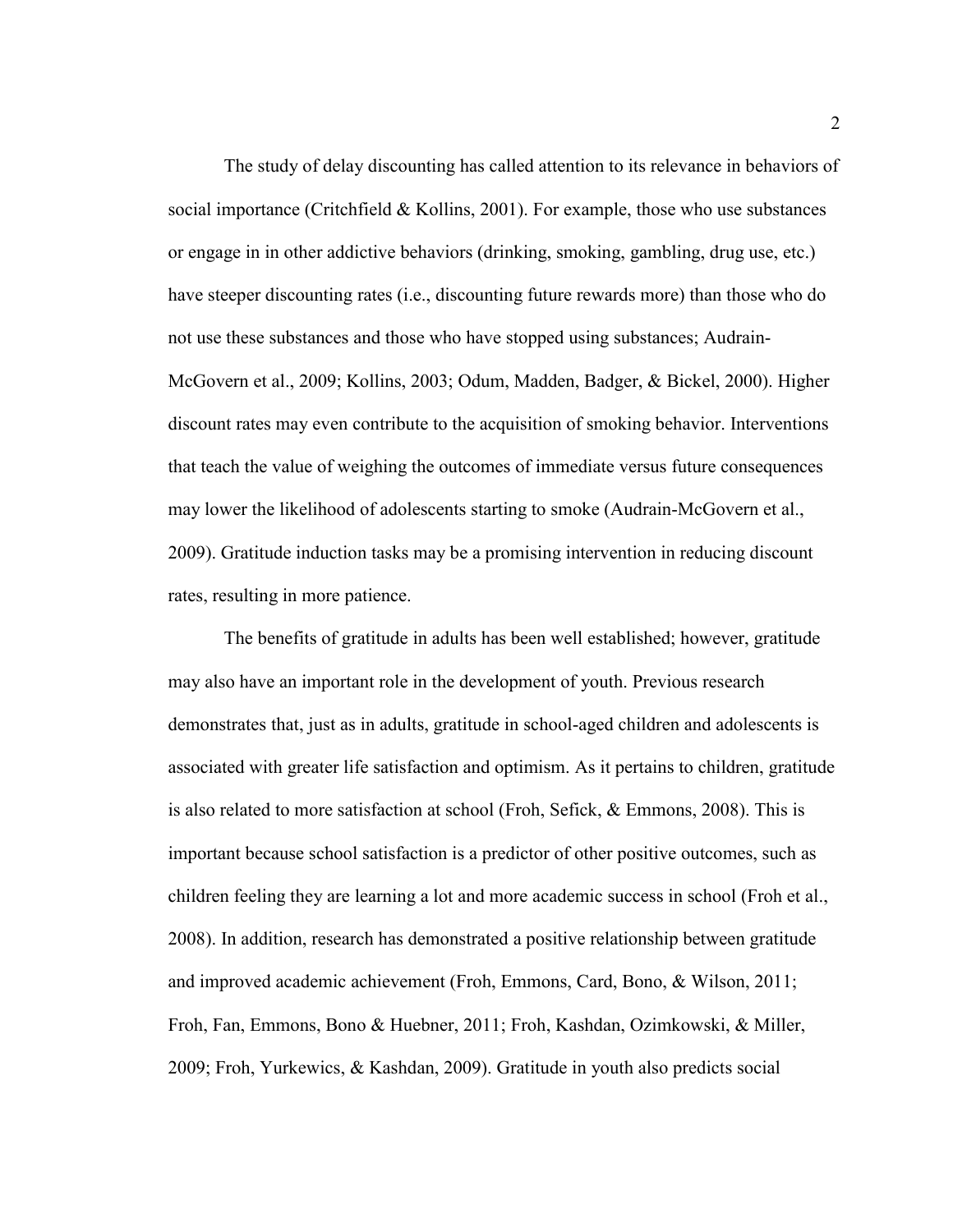The study of delay discounting has called attention to its relevance in behaviors of social importance (Critchfield & Kollins, 2001). For example, those who use substances or engage in in other addictive behaviors (drinking, smoking, gambling, drug use, etc.) have steeper discounting rates (i.e., discounting future rewards more) than those who do not use these substances and those who have stopped using substances; Audrain-McGovern et al., 2009; Kollins, 2003; Odum, Madden, Badger, & Bickel, 2000). Higher discount rates may even contribute to the acquisition of smoking behavior. Interventions that teach the value of weighing the outcomes of immediate versus future consequences may lower the likelihood of adolescents starting to smoke (Audrain-McGovern et al., 2009). Gratitude induction tasks may be a promising intervention in reducing discount rates, resulting in more patience.

The benefits of gratitude in adults has been well established; however, gratitude may also have an important role in the development of youth. Previous research demonstrates that, just as in adults, gratitude in school-aged children and adolescents is associated with greater life satisfaction and optimism. As it pertains to children, gratitude is also related to more satisfaction at school (Froh, Sefick, & Emmons, 2008). This is important because school satisfaction is a predictor of other positive outcomes, such as children feeling they are learning a lot and more academic success in school (Froh et al., 2008). In addition, research has demonstrated a positive relationship between gratitude and improved academic achievement (Froh, Emmons, Card, Bono, & Wilson, 2011; Froh, Fan, Emmons, Bono & Huebner, 2011; Froh, Kashdan, Ozimkowski, & Miller, 2009; Froh, Yurkewics, & Kashdan, 2009). Gratitude in youth also predicts social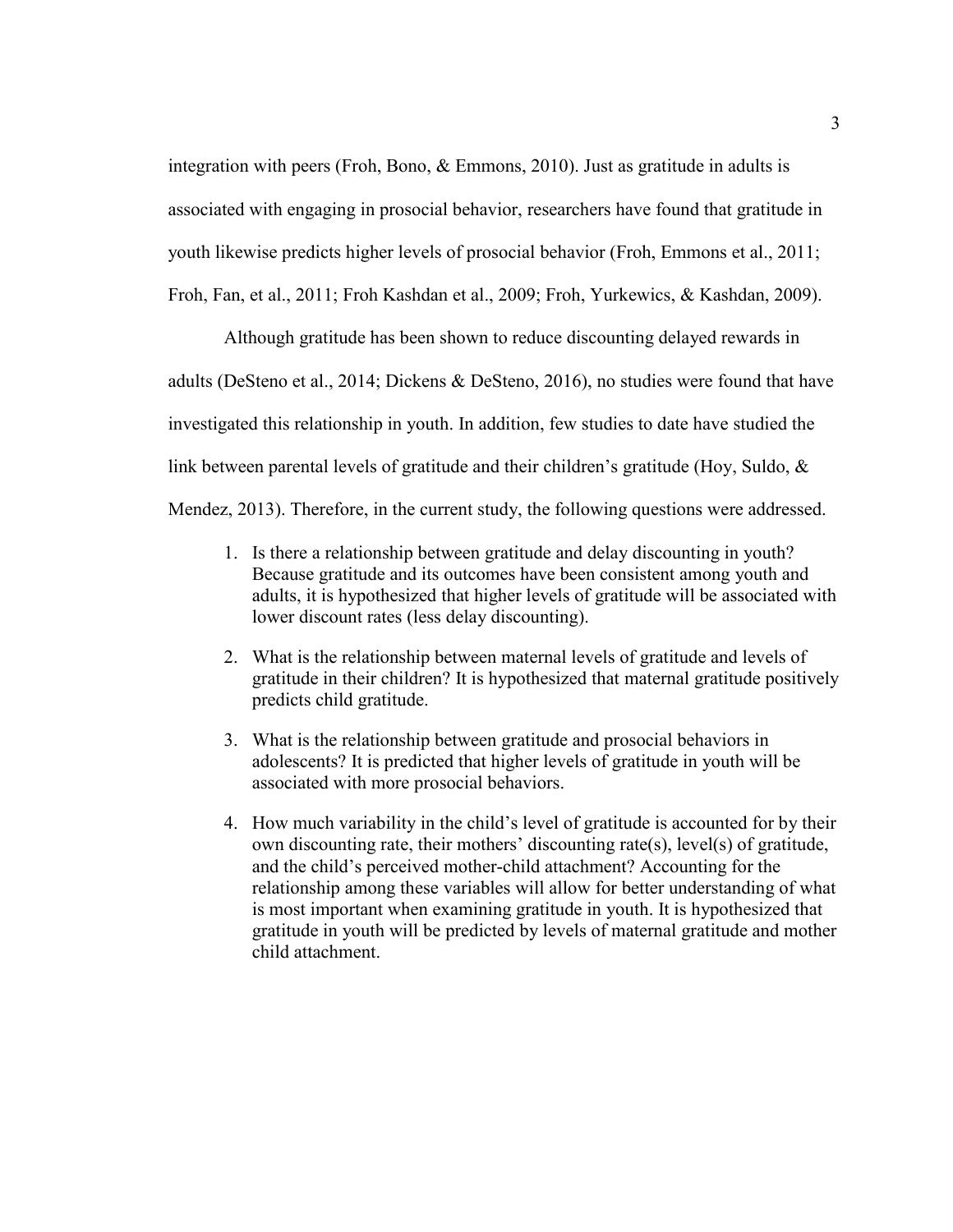integration with peers (Froh, Bono, & Emmons, 2010). Just as gratitude in adults is associated with engaging in prosocial behavior, researchers have found that gratitude in youth likewise predicts higher levels of prosocial behavior (Froh, Emmons et al., 2011; Froh, Fan, et al., 2011; Froh Kashdan et al., 2009; Froh, Yurkewics, & Kashdan, 2009).

Although gratitude has been shown to reduce discounting delayed rewards in adults (DeSteno et al., 2014; Dickens & DeSteno, 2016), no studies were found that have investigated this relationship in youth. In addition, few studies to date have studied the link between parental levels of gratitude and their children's gratitude (Hoy, Suldo, & Mendez, 2013). Therefore, in the current study, the following questions were addressed.

1. Is there a relationship between gratitude and delay discounting in youth? Because gratitude and its outcomes have been consistent among youth and adults, it is hypothesized that higher levels of gratitude will be associated with lower discount rates (less delay discounting).

2. What is the relationship between maternal levels of gratitude and levels of gratitude in their children? It is hypothesized that maternal gratitude positively predicts child gratitude.

3. What is the relationship between gratitude and prosocial behaviors in adolescents? It is predicted that higher levels of gratitude in youth will be associated with more prosocial behaviors.

4. How much variability in the child's level of gratitude is accounted for by their own discounting rate, their mothers' discounting rate(s), level(s) of gratitude, and the child's perceived mother-child attachment? Accounting for the relationship among these variables will allow for better understanding of what is most important when examining gratitude in youth. It is hypothesized that gratitude in youth will be predicted by levels of maternal gratitude and mother child attachment.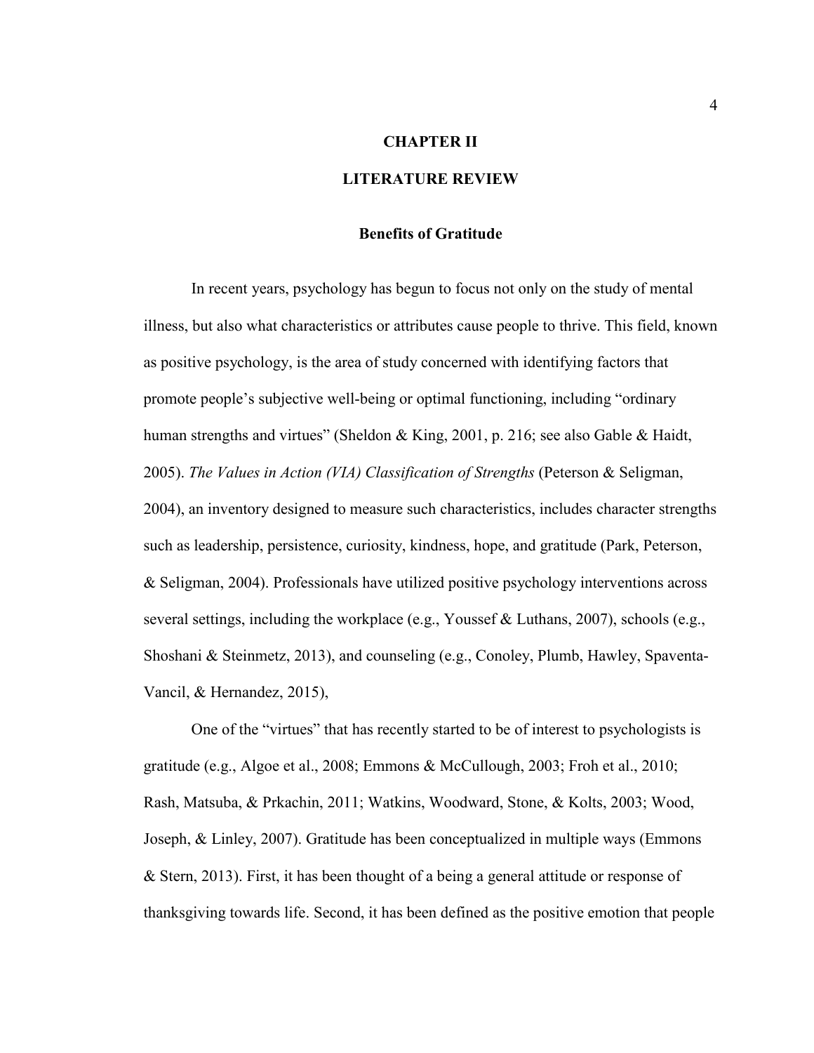# CHAPTER II

# LITERATURE REVIEW

## Benefits of Gratitude

In recent years, psychology has begun to focus not only on the study of mental illness, but also what characteristics or attributes cause people to thrive. This field, known as positive psychology, is the area of study concerned with identifying factors that promote people's subjective well-being or optimal functioning, including "ordinary human strengths and virtues" (Sheldon & King, 2001, p. 216; see also Gable & Haidt, 2005). *The Values in Action (VIA) Classification of Strengths* (Peterson & Seligman, 2004), an inventory designed to measure such characteristics, includes character strengths such as leadership, persistence, curiosity, kindness, hope, and gratitude (Park, Peterson, & Seligman, 2004). Professionals have utilized positive psychology interventions across several settings, including the workplace (e.g., Youssef & Luthans, 2007), schools (e.g., Shoshani & Steinmetz, 2013), and counseling (e.g., Conoley, Plumb, Hawley, Spaventa-Vancil, & Hernandez, 2015),

One of the "virtues" that has recently started to be of interest to psychologists is gratitude (e.g., Algoe et al., 2008; Emmons & McCullough, 2003; Froh et al., 2010; Rash, Matsuba, & Prkachin, 2011; Watkins, Woodward, Stone, & Kolts, 2003; Wood, Joseph, & Linley, 2007). Gratitude has been conceptualized in multiple ways (Emmons & Stern, 2013). First, it has been thought of a being a general attitude or response of thanksgiving towards life. Second, it has been defined as the positive emotion that people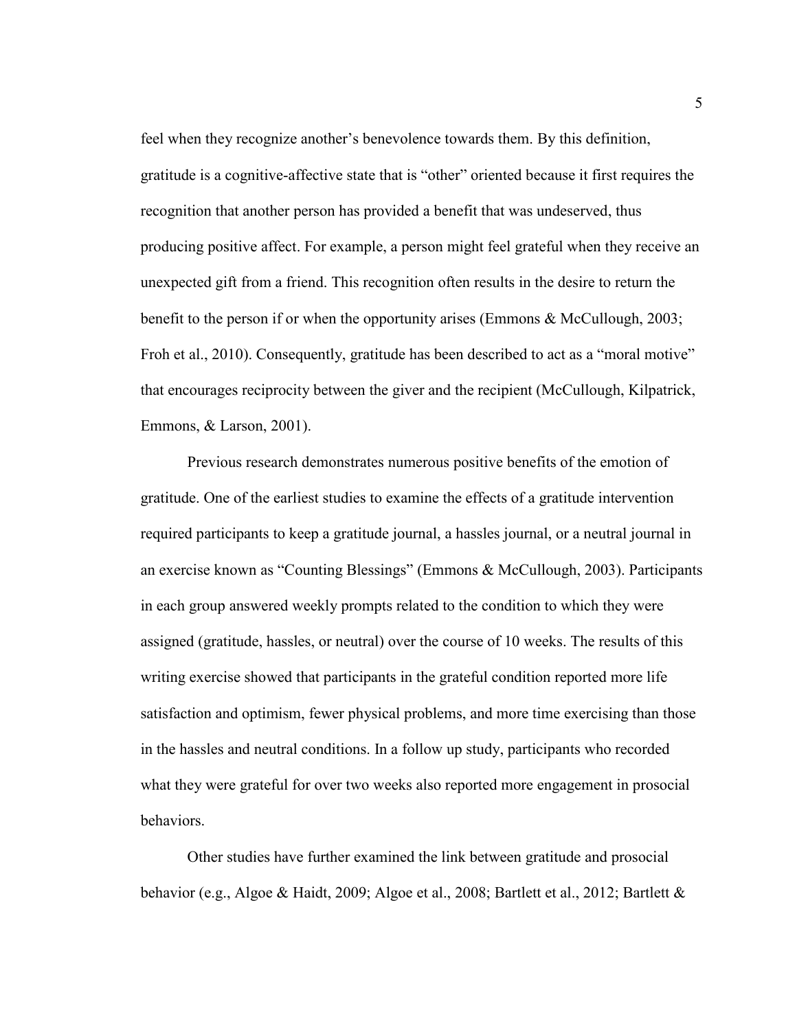feel when they recognize another's benevolence towards them. By this definition, gratitude is a cognitive-affective state that is "other" oriented because it first requires the recognition that another person has provided a benefit that was undeserved, thus producing positive affect. For example, a person might feel grateful when they receive an unexpected gift from a friend. This recognition often results in the desire to return the benefit to the person if or when the opportunity arises (Emmons & McCullough, 2003; Froh et al., 2010). Consequently, gratitude has been described to act as a "moral motive" that encourages reciprocity between the giver and the recipient (McCullough, Kilpatrick, Emmons, & Larson, 2001).

Previous research demonstrates numerous positive benefits of the emotion of gratitude. One of the earliest studies to examine the effects of a gratitude intervention required participants to keep a gratitude journal, a hassles journal, or a neutral journal in an exercise known as "Counting Blessings" (Emmons & McCullough, 2003). Participants in each group answered weekly prompts related to the condition to which they were assigned (gratitude, hassles, or neutral) over the course of 10 weeks. The results of this writing exercise showed that participants in the grateful condition reported more life satisfaction and optimism, fewer physical problems, and more time exercising than those in the hassles and neutral conditions. In a follow up study, participants who recorded what they were grateful for over two weeks also reported more engagement in prosocial behaviors.

Other studies have further examined the link between gratitude and prosocial behavior (e.g., Algoe & Haidt, 2009; Algoe et al., 2008; Bartlett et al., 2012; Bartlett &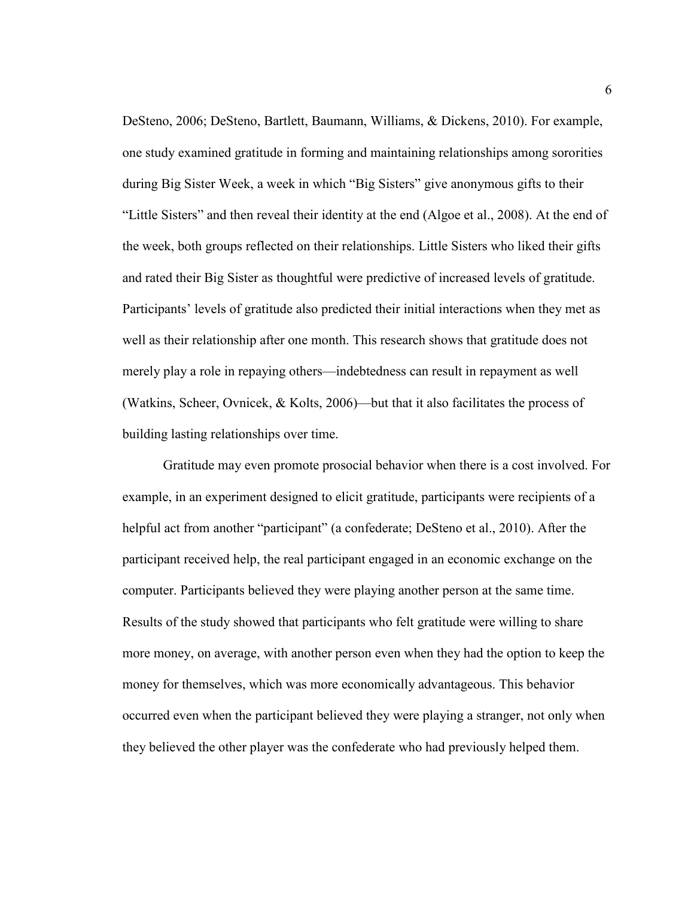DeSteno, 2006; DeSteno, Bartlett, Baumann, Williams, & Dickens, 2010). For example, one study examined gratitude in forming and maintaining relationships among sororities during Big Sister Week, a week in which “Big Sisters” give anonymous gifts to their “Little Sisters” and then reveal their identity at the end (Algoe et al., 2008). At the end of the week, both groups reflected on their relationships. Little Sisters who liked their gifts and rated their Big Sister as thoughtful were predictive of increased levels of gratitude. Participants’ levels of gratitude also predicted their initial interactions when they met as well as their relationship after one month. This research shows that gratitude does not merely play a role in repaying others—indebtedness can result in repayment as well (Watkins, Scheer, Ovnicek, & Kolts, 2006)—but that it also facilitates the process of building lasting relationships over time.

Gratitude may even promote prosocial behavior when there is a cost involved. For example, in an experiment designed to elicit gratitude, participants were recipients of a helpful act from another “participant” (a confederate; DeSteno et al., 2010). After the participant received help, the real participant engaged in an economic exchange on the computer. Participants believed they were playing another person at the same time. Results of the study showed that participants who felt gratitude were willing to share more money, on average, with another person even when they had the option to keep the money for themselves, which was more economically advantageous. This behavior occurred even when the participant believed they were playing a stranger, not only when they believed the other player was the confederate who had previously helped them.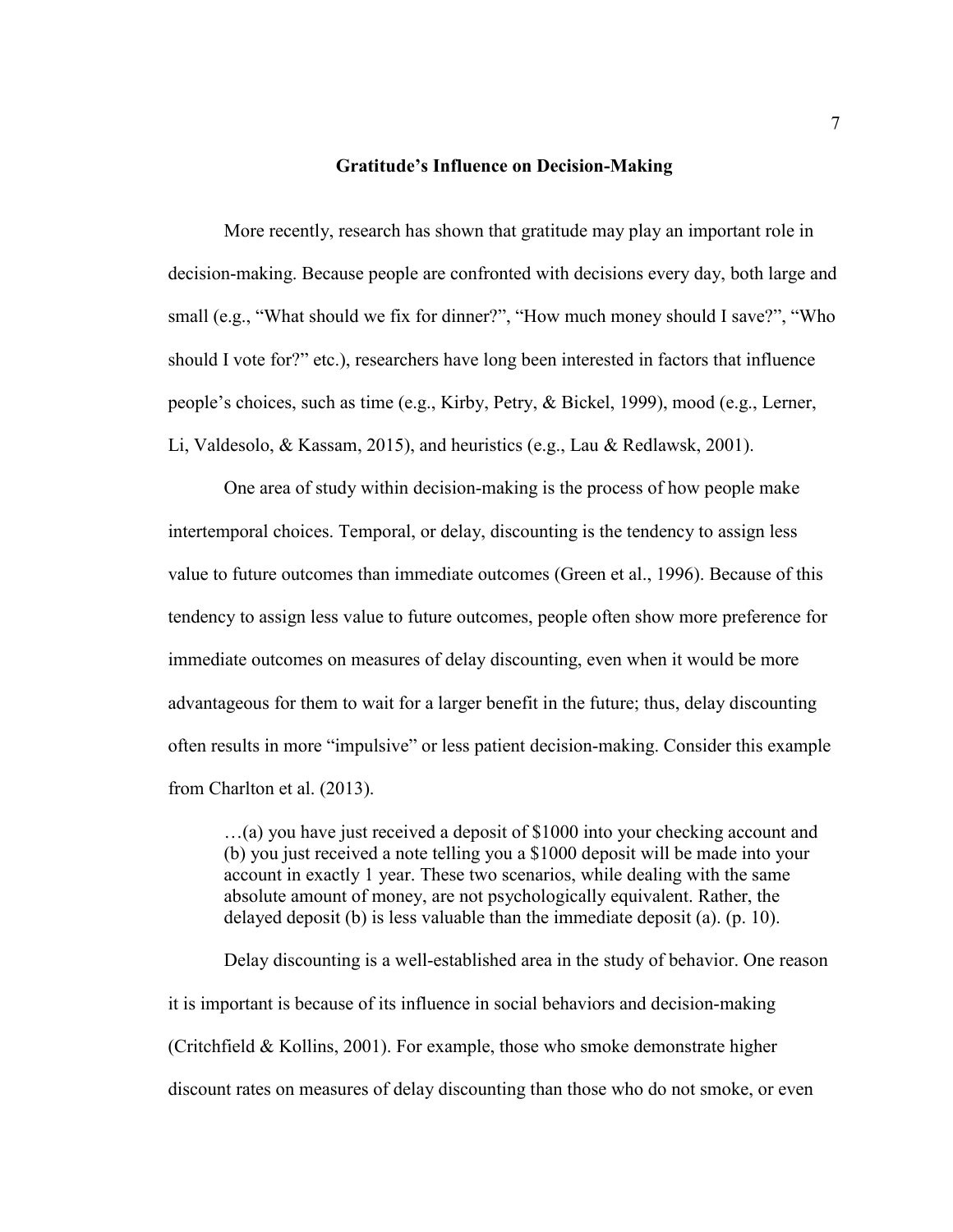## Gratitude's Influence on Decision-Making

More recently, research has shown that gratitude may play an important role in decision-making. Because people are confronted with decisions every day, both large and small (e.g., "What should we fix for dinner?", "How much money should I save?", "Who should I vote for?" etc.), researchers have long been interested in factors that influence people's choices, such as time (e.g., Kirby, Petry, & Bickel, 1999), mood (e.g., Lerner, Li, Valdesolo, & Kassam, 2015), and heuristics (e.g., Lau & Redlawsk, 2001).

One area of study within decision-making is the process of how people make intertemporal choices. Temporal, or delay, discounting is the tendency to assign less value to future outcomes than immediate outcomes (Green et al., 1996). Because of this tendency to assign less value to future outcomes, people often show more preference for immediate outcomes on measures of delay discounting, even when it would be more advantageous for them to wait for a larger benefit in the future; thus, delay discounting often results in more "impulsive" or less patient decision-making. Consider this example from Charlton et al. (2013).

> …(a) you have just received a deposit of $1000 into your checking account and (b) you just received a note telling you a $1000 deposit will be made into your account in exactly 1 year. These two scenarios, while dealing with the same absolute amount of money, are not psychologically equivalent. Rather, the delayed deposit (b) is less valuable than the immediate deposit (a). (p. 10).

Delay discounting is a well-established area in the study of behavior. One reason it is important is because of its influence in social behaviors and decision-making (Critchfield & Kollins, 2001). For example, those who smoke demonstrate higher discount rates on measures of delay discounting than those who do not smoke, or even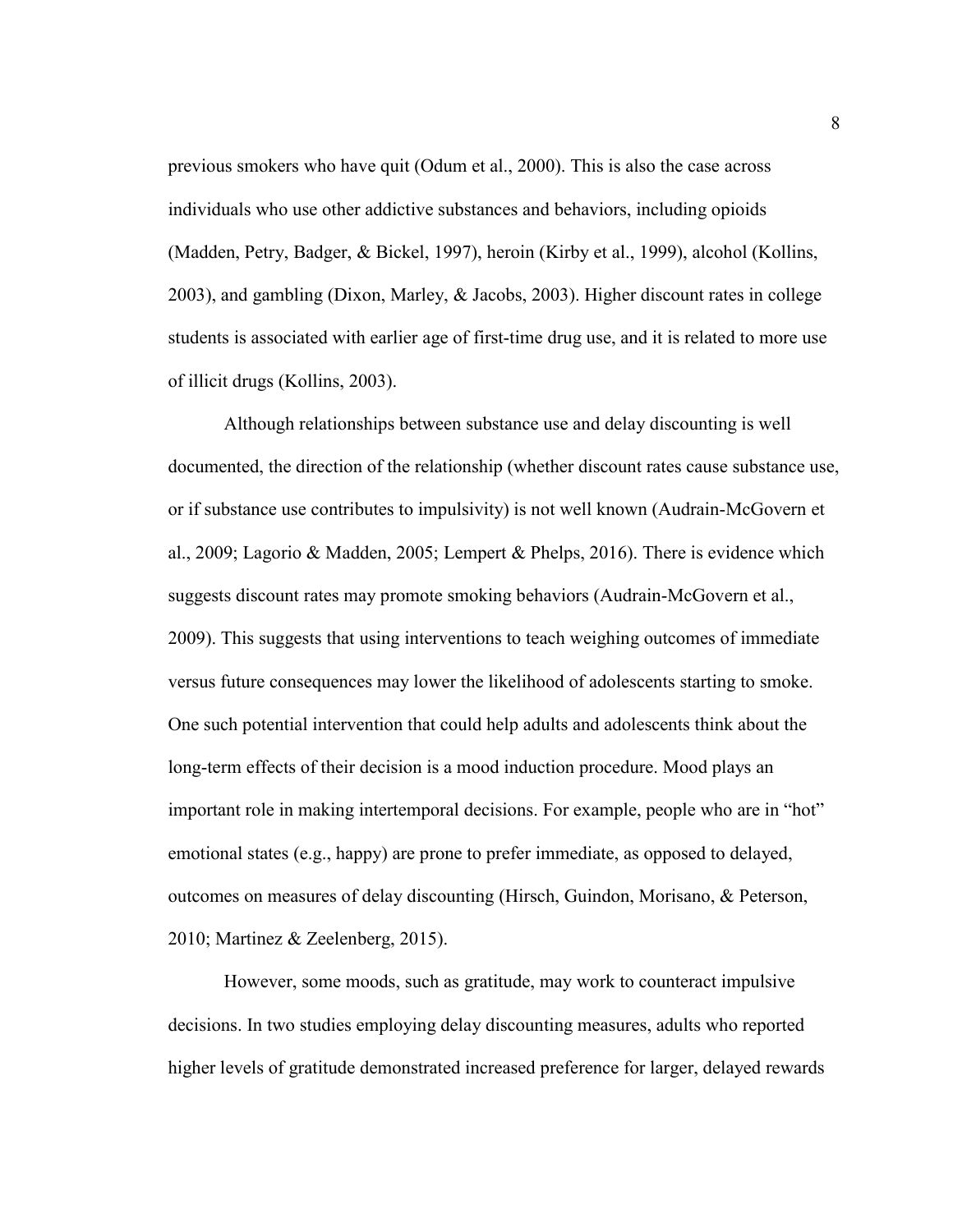previous smokers who have quit (Odum et al., 2000). This is also the case across individuals who use other addictive substances and behaviors, including opioids (Madden, Petry, Badger, & Bickel, 1997), heroin (Kirby et al., 1999), alcohol (Kollins, 2003), and gambling (Dixon, Marley, & Jacobs, 2003). Higher discount rates in college students is associated with earlier age of first-time drug use, and it is related to more use of illicit drugs (Kollins, 2003).

Although relationships between substance use and delay discounting is well documented, the direction of the relationship (whether discount rates cause substance use, or if substance use contributes to impulsivity) is not well known (Audrain-McGovern et al., 2009; Lagorio & Madden, 2005; Lempert & Phelps, 2016). There is evidence which suggests discount rates may promote smoking behaviors (Audrain-McGovern et al., 2009). This suggests that using interventions to teach weighing outcomes of immediate versus future consequences may lower the likelihood of adolescents starting to smoke. One such potential intervention that could help adults and adolescents think about the long-term effects of their decision is a mood induction procedure. Mood plays an important role in making intertemporal decisions. For example, people who are in "hot" emotional states (e.g., happy) are prone to prefer immediate, as opposed to delayed, outcomes on measures of delay discounting (Hirsch, Guindon, Morisano, & Peterson, 2010; Martinez & Zeelenberg, 2015).

However, some moods, such as gratitude, may work to counteract impulsive decisions. In two studies employing delay discounting measures, adults who reported higher levels of gratitude demonstrated increased preference for larger, delayed rewards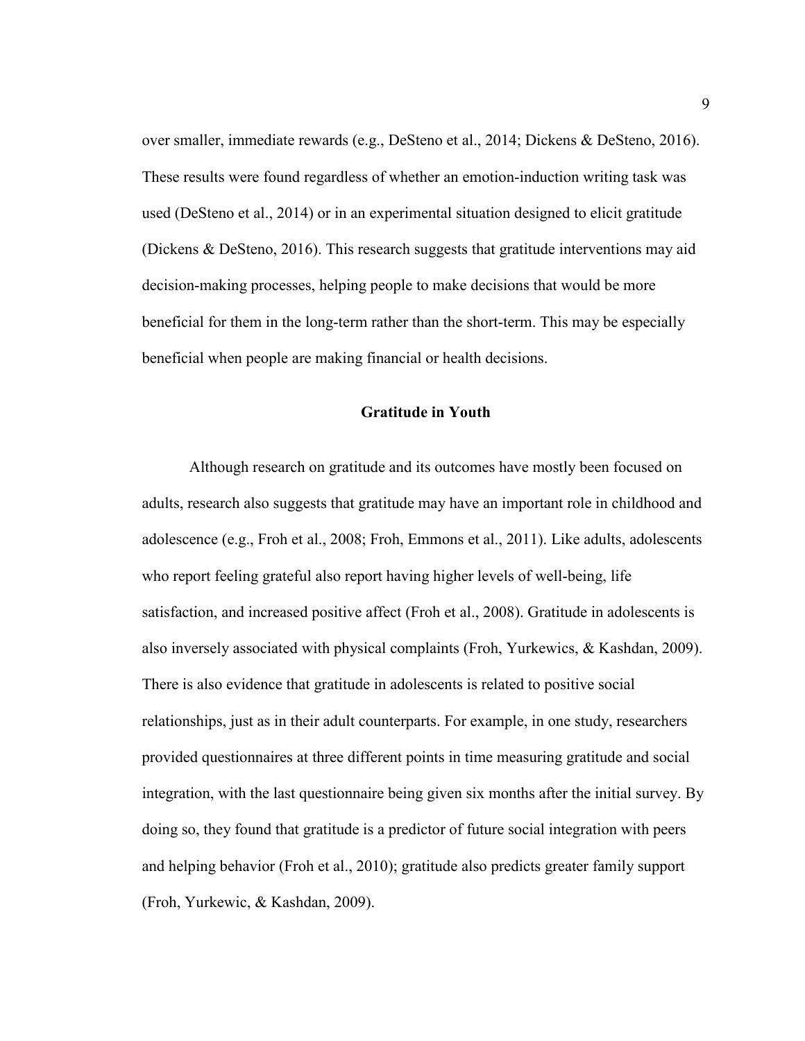over smaller, immediate rewards (e.g., DeSteno et al., 2014; Dickens & DeSteno, 2016). These results were found regardless of whether an emotion-induction writing task was used (DeSteno et al., 2014) or in an experimental situation designed to elicit gratitude (Dickens & DeSteno, 2016). This research suggests that gratitude interventions may aid decision-making processes, helping people to make decisions that would be more beneficial for them in the long-term rather than the short-term. This may be especially beneficial when people are making financial or health decisions.

## Gratitude in Youth

Although research on gratitude and its outcomes have mostly been focused on adults, research also suggests that gratitude may have an important role in childhood and adolescence (e.g., Froh et al., 2008; Froh, Emmons et al., 2011). Like adults, adolescents who report feeling grateful also report having higher levels of well-being, life satisfaction, and increased positive affect (Froh et al., 2008). Gratitude in adolescents is also inversely associated with physical complaints (Froh, Yurkewics, & Kashdan, 2009). There is also evidence that gratitude in adolescents is related to positive social relationships, just as in their adult counterparts. For example, in one study, researchers provided questionnaires at three different points in time measuring gratitude and social integration, with the last questionnaire being given six months after the initial survey. By doing so, they found that gratitude is a predictor of future social integration with peers and helping behavior (Froh et al., 2010); gratitude also predicts greater family support (Froh, Yurkewic, & Kashdan, 2009).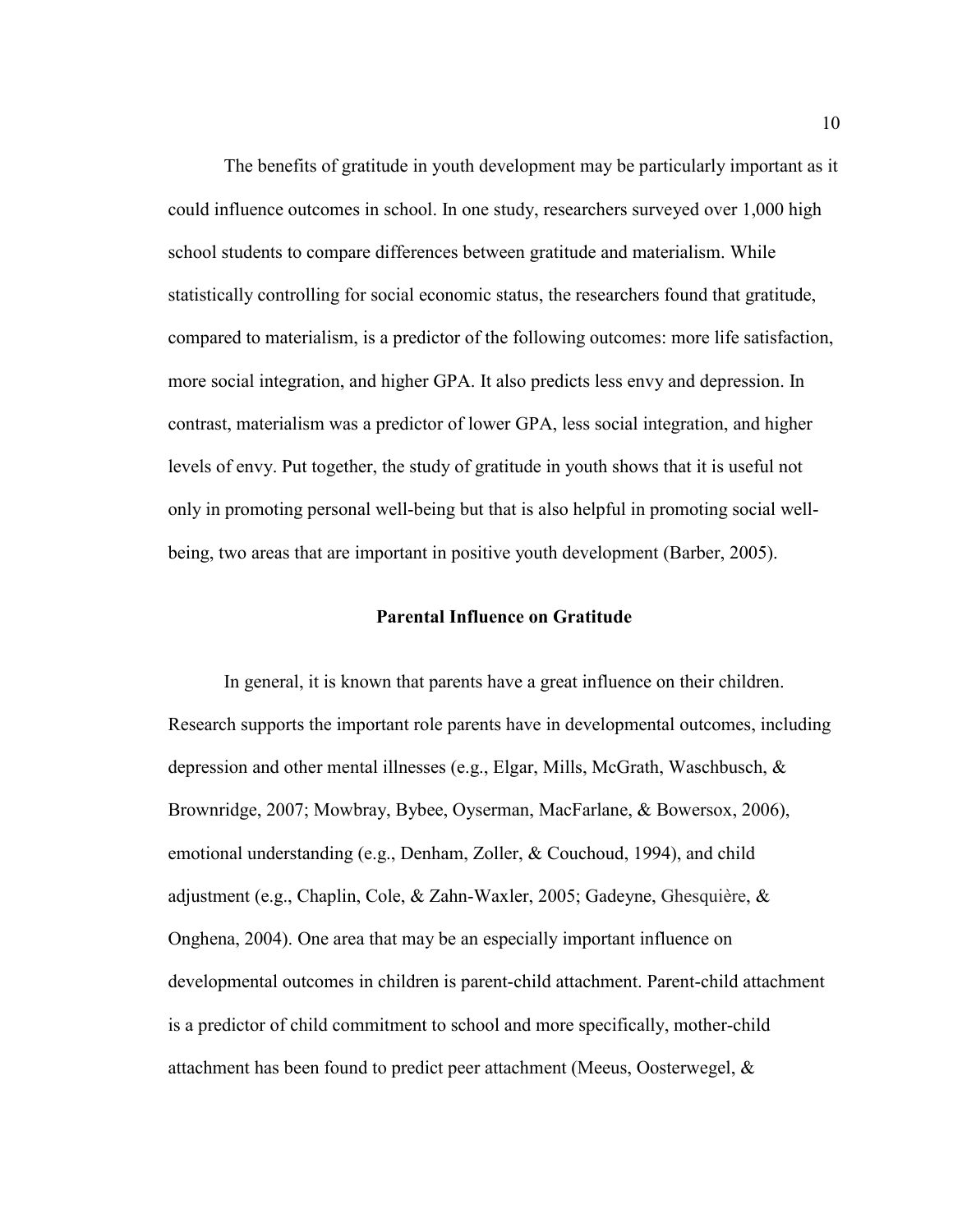The benefits of gratitude in youth development may be particularly important as it could influence outcomes in school. In one study, researchers surveyed over 1,000 high school students to compare differences between gratitude and materialism. While statistically controlling for social economic status, the researchers found that gratitude, compared to materialism, is a predictor of the following outcomes: more life satisfaction, more social integration, and higher GPA. It also predicts less envy and depression. In contrast, materialism was a predictor of lower GPA, less social integration, and higher levels of envy. Put together, the study of gratitude in youth shows that it is useful not only in promoting personal well-being but that is also helpful in promoting social well-being, two areas that are important in positive youth development (Barber, 2005).

## Parental Influence on Gratitude

In general, it is known that parents have a great influence on their children. Research supports the important role parents have in developmental outcomes, including depression and other mental illnesses (e.g., Elgar, Mills, McGrath, Waschbusch, & Brownridge, 2007; Mowbray, Bybee, Oyserman, MacFarlane, & Bowersox, 2006), emotional understanding (e.g., Denham, Zoller, & Couchoud, 1994), and child adjustment (e.g., Chaplin, Cole, & Zahn-Waxler, 2005; Gadeyne, Ghesquière, & Onghena, 2004). One area that may be an especially important influence on developmental outcomes in children is parent-child attachment. Parent-child attachment is a predictor of child commitment to school and more specifically, mother-child attachment has been found to predict peer attachment (Meeus, Oosterwegel, &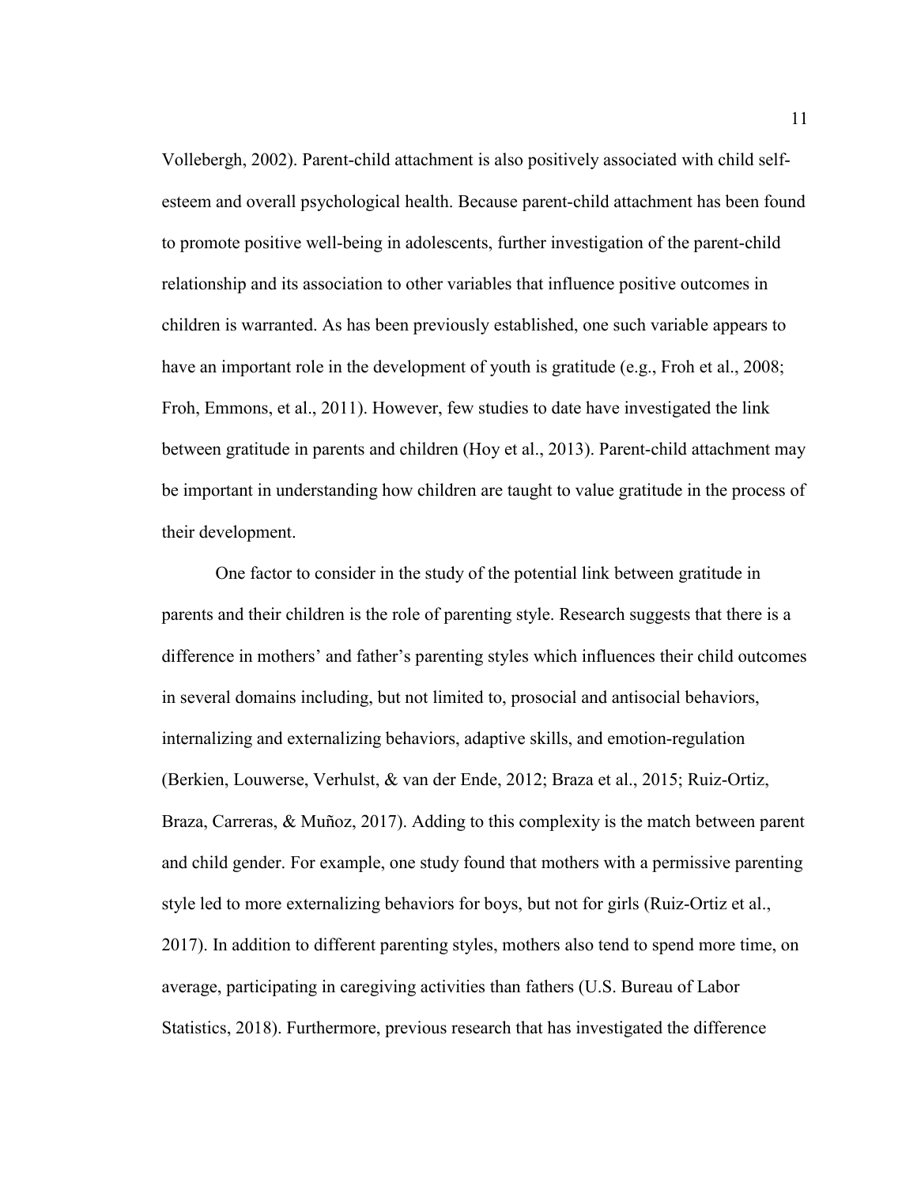Vollebergh, 2002). Parent-child attachment is also positively associated with child self-esteem and overall psychological health. Because parent-child attachment has been found to promote positive well-being in adolescents, further investigation of the parent-child relationship and its association to other variables that influence positive outcomes in children is warranted. As has been previously established, one such variable appears to have an important role in the development of youth is gratitude (e.g., Froh et al., 2008; Froh, Emmons, et al., 2011). However, few studies to date have investigated the link between gratitude in parents and children (Hoy et al., 2013). Parent-child attachment may be important in understanding how children are taught to value gratitude in the process of their development.

One factor to consider in the study of the potential link between gratitude in parents and their children is the role of parenting style. Research suggests that there is a difference in mothers' and father's parenting styles which influences their child outcomes in several domains including, but not limited to, prosocial and antisocial behaviors, internalizing and externalizing behaviors, adaptive skills, and emotion-regulation (Berkien, Louwerse, Verhulst, & van der Ende, 2012; Braza et al., 2015; Ruiz-Ortiz, Braza, Carreras, & Muñoz, 2017). Adding to this complexity is the match between parent and child gender. For example, one study found that mothers with a permissive parenting style led to more externalizing behaviors for boys, but not for girls (Ruiz-Ortiz et al., 2017). In addition to different parenting styles, mothers also tend to spend more time, on average, participating in caregiving activities than fathers (U.S. Bureau of Labor Statistics, 2018). Furthermore, previous research that has investigated the difference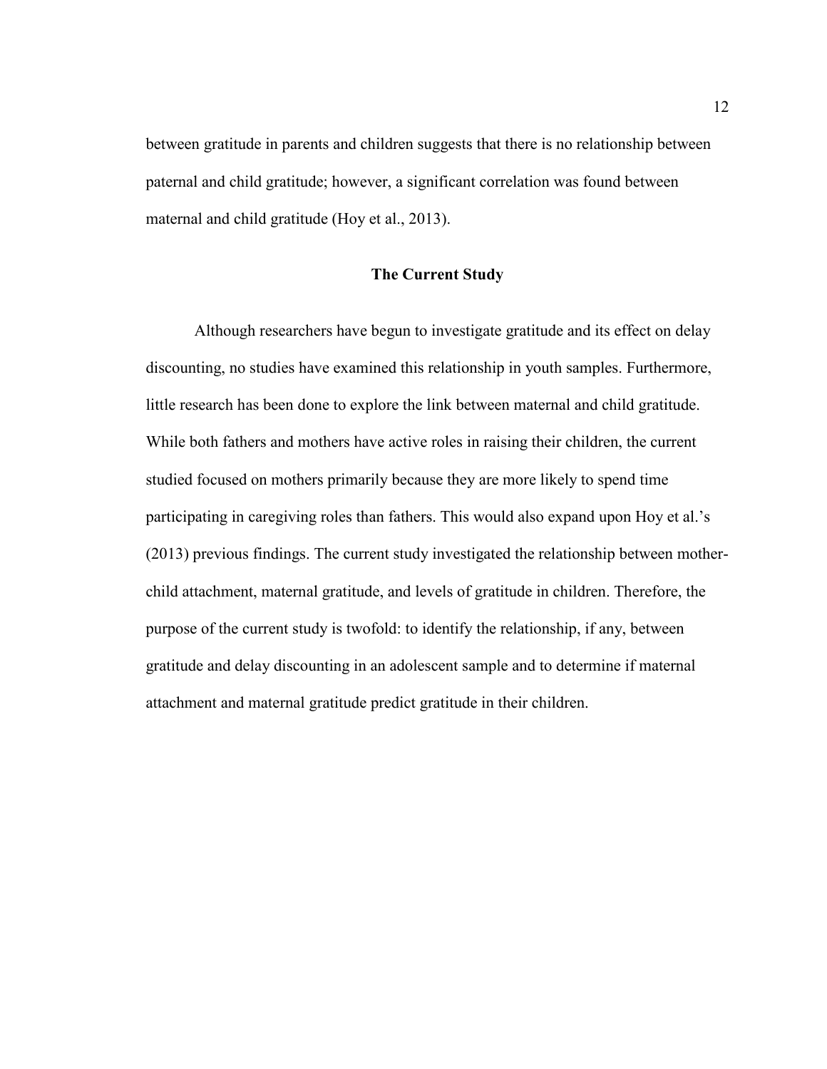between gratitude in parents and children suggests that there is no relationship between paternal and child gratitude; however, a significant correlation was found between maternal and child gratitude (Hoy et al., 2013).

## The Current Study

Although researchers have begun to investigate gratitude and its effect on delay discounting, no studies have examined this relationship in youth samples. Furthermore, little research has been done to explore the link between maternal and child gratitude. While both fathers and mothers have active roles in raising their children, the current studied focused on mothers primarily because they are more likely to spend time participating in caregiving roles than fathers. This would also expand upon Hoy et al.'s (2013) previous findings. The current study investigated the relationship between mother-child attachment, maternal gratitude, and levels of gratitude in children. Therefore, the purpose of the current study is twofold: to identify the relationship, if any, between gratitude and delay discounting in an adolescent sample and to determine if maternal attachment and maternal gratitude predict gratitude in their children.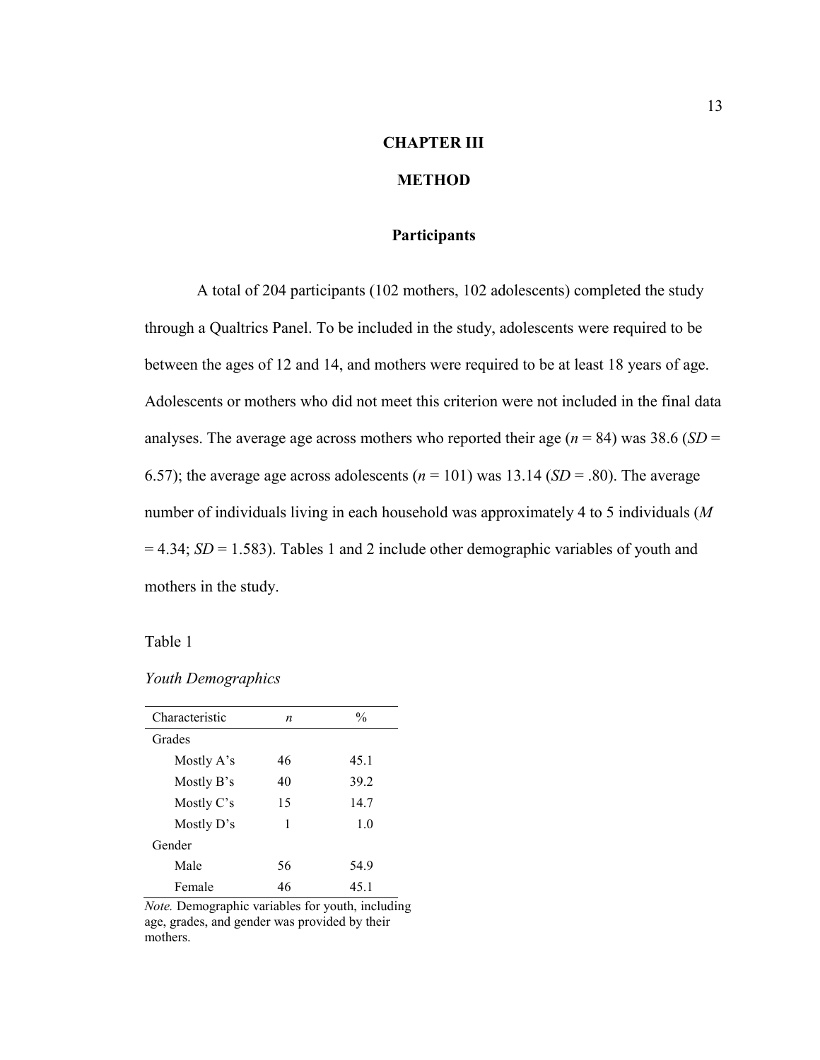# CHAPTER III

# METHOD

## Participants

A total of 204 participants (102 mothers, 102 adolescents) completed the study through a Qualtrics Panel. To be included in the study, adolescents were required to be between the ages of 12 and 14, and mothers were required to be at least 18 years of age. Adolescents or mothers who did not meet this criterion were not included in the final data analyses. The average age across mothers who reported their age ($n$ = 84) was 38.6 ($SD$ = 6.57); the average age across adolescents ($n$ = 101) was 13.14 ($SD$ = .80). The average number of individuals living in each household was approximately 4 to 5 individuals ($M$ = 4.34; $SD$ = 1.583). Tables 1 and 2 include other demographic variables of youth and mothers in the study.

Table 1

*Youth Demographics*

| Characteristic | *n* | % |
|---|---|---|
| Grades | | |
| Mostly A's | 46 | 45.1 |
| Mostly B's | 40 | 39.2 |
| Mostly C's | 15 | 14.7 |
| Mostly D's | 1 | 1.0 |
| Gender | | |
| Male | 56 | 54.9 |
| Female | 46 | 45.1 |

*Note.* Demographic variables for youth, including age, grades, and gender was provided by their mothers.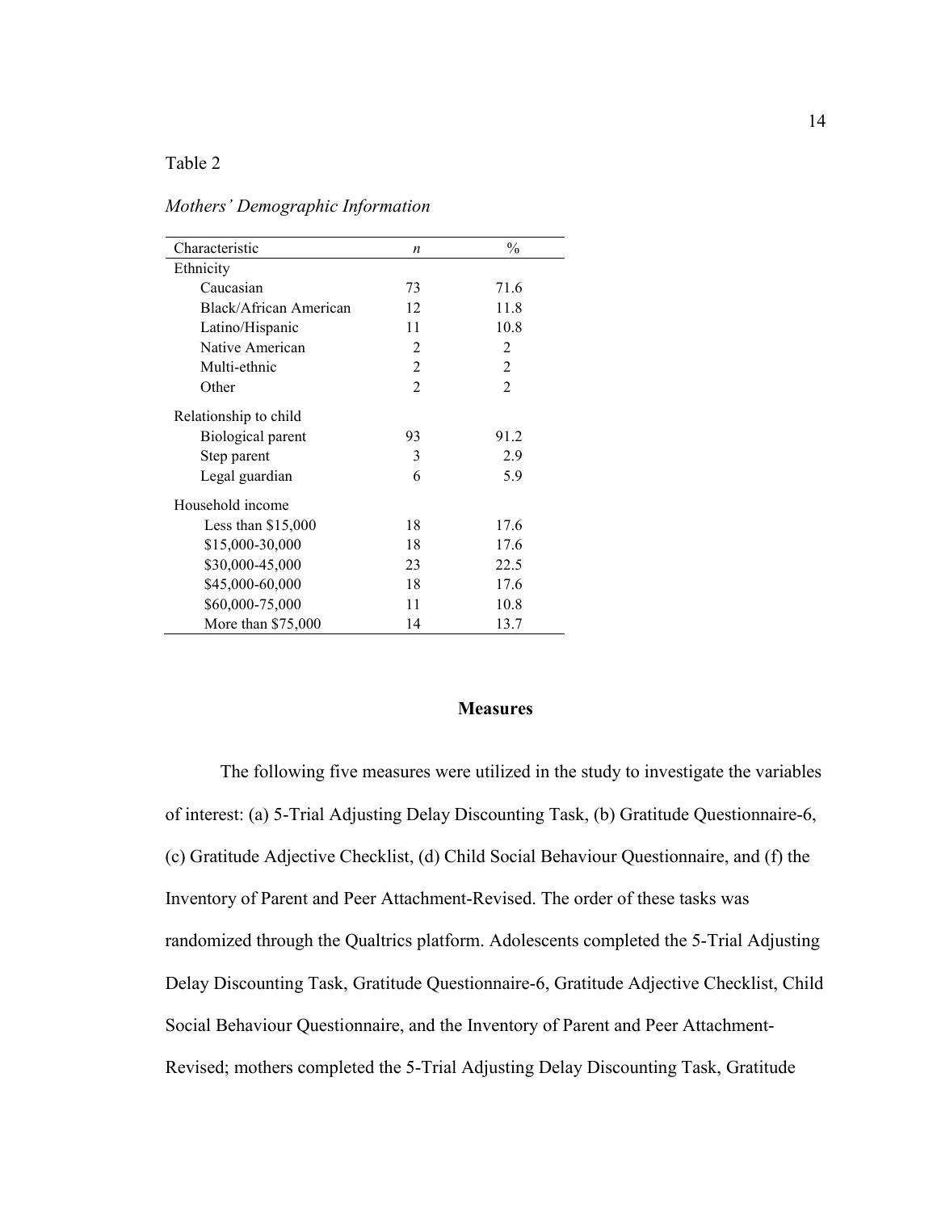Table 2

*Mothers' Demographic Information*

| Characteristic | *n* | % |
|---|---|---|
| Ethnicity | | |
| Caucasian | 73 | 71.6 |
| Black/African American | 12 | 11.8 |
| Latino/Hispanic | 11 | 10.8 |
| Native American | 2 | 2 |
| Multi-ethnic | 2 | 2 |
| Other | 2 | 2 |
| Relationship to child | | |
| Biological parent | 93 | 91.2 |
| Step parent | 3 | 2.9 |
| Legal guardian | 6 | 5.9 |
| Household income | | |
| Less than $15,000 | 18 | 17.6 |
| $15,000-30,000 | 18 | 17.6 |
| $30,000-45,000 | 23 | 22.5 |
| $45,000-60,000 | 18 | 17.6 |
| $60,000-75,000 | 11 | 10.8 |
| More than $75,000 | 14 | 13.7 |

## Measures

The following five measures were utilized in the study to investigate the variables of interest: (a) 5-Trial Adjusting Delay Discounting Task, (b) Gratitude Questionnaire-6, (c) Gratitude Adjective Checklist, (d) Child Social Behaviour Questionnaire, and (f) the Inventory of Parent and Peer Attachment-Revised. The order of these tasks was randomized through the Qualtrics platform. Adolescents completed the 5-Trial Adjusting Delay Discounting Task, Gratitude Questionnaire-6, Gratitude Adjective Checklist, Child Social Behaviour Questionnaire, and the Inventory of Parent and Peer Attachment-Revised; mothers completed the 5-Trial Adjusting Delay Discounting Task, Gratitude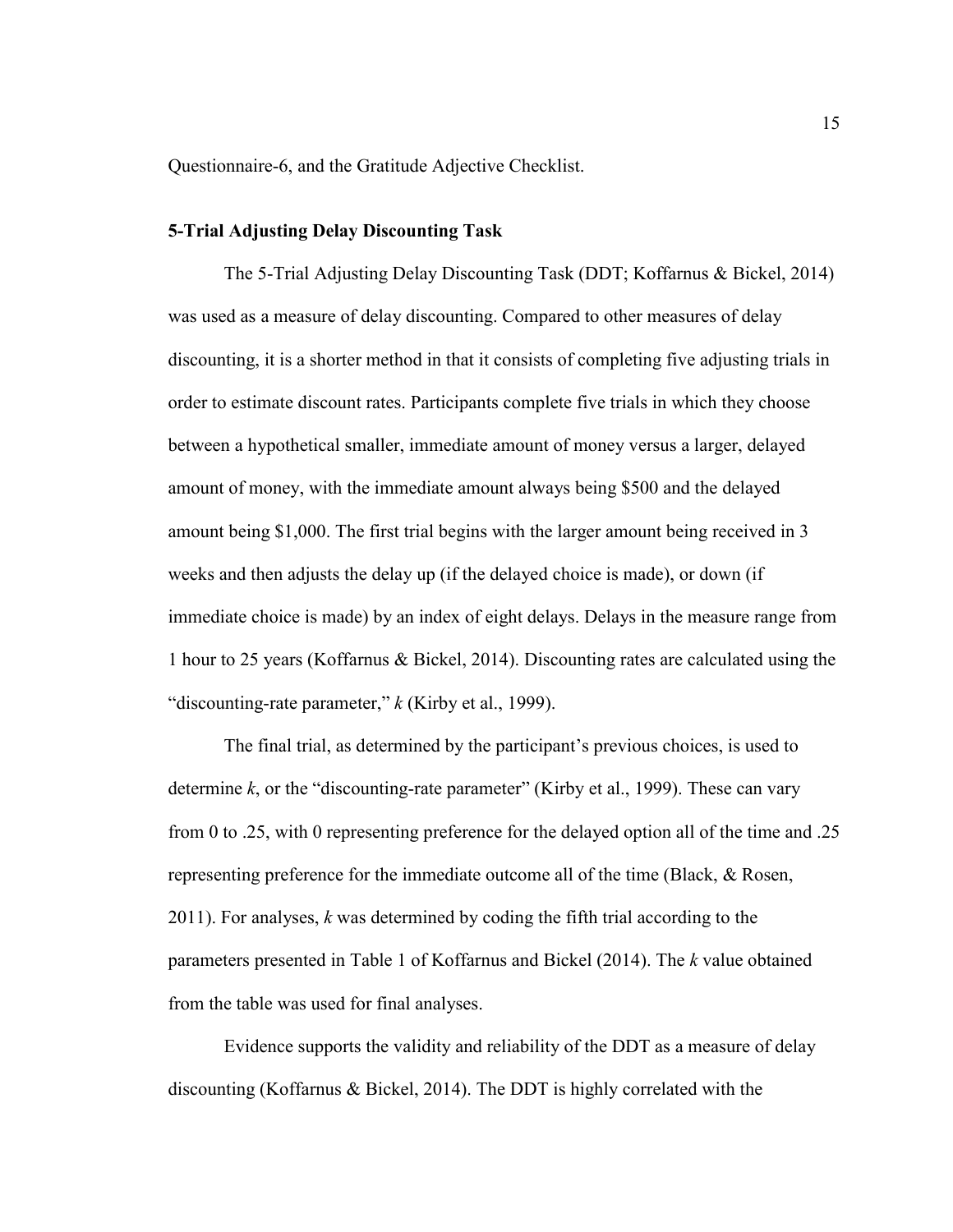Questionnaire-6, and the Gratitude Adjective Checklist.

### 5-Trial Adjusting Delay Discounting Task

The 5-Trial Adjusting Delay Discounting Task (DDT; Koffarnus & Bickel, 2014) was used as a measure of delay discounting. Compared to other measures of delay discounting, it is a shorter method in that it consists of completing five adjusting trials in order to estimate discount rates. Participants complete five trials in which they choose between a hypothetical smaller, immediate amount of money versus a larger, delayed amount of money, with the immediate amount always being $500 and the delayed amount being $1,000. The first trial begins with the larger amount being received in 3 weeks and then adjusts the delay up (if the delayed choice is made), or down (if immediate choice is made) by an index of eight delays. Delays in the measure range from 1 hour to 25 years (Koffarnus & Bickel, 2014). Discounting rates are calculated using the "discounting-rate parameter," *k* (Kirby et al., 1999).

The final trial, as determined by the participant's previous choices, is used to determine *k*, or the "discounting-rate parameter" (Kirby et al., 1999). These can vary from 0 to .25, with 0 representing preference for the delayed option all of the time and .25 representing preference for the immediate outcome all of the time (Black, & Rosen, 2011). For analyses, *k* was determined by coding the fifth trial according to the parameters presented in Table 1 of Koffarnus and Bickel (2014). The *k* value obtained from the table was used for final analyses.

Evidence supports the validity and reliability of the DDT as a measure of delay discounting (Koffarnus & Bickel, 2014). The DDT is highly correlated with the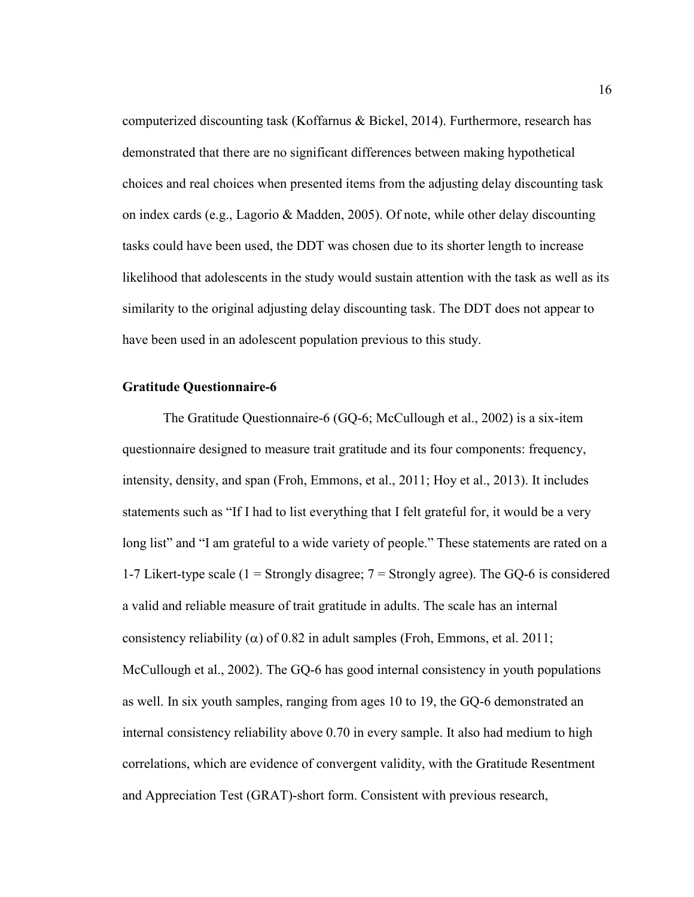computerized discounting task (Koffarnus & Bickel, 2014). Furthermore, research has demonstrated that there are no significant differences between making hypothetical choices and real choices when presented items from the adjusting delay discounting task on index cards (e.g., Lagorio & Madden, 2005). Of note, while other delay discounting tasks could have been used, the DDT was chosen due to its shorter length to increase likelihood that adolescents in the study would sustain attention with the task as well as its similarity to the original adjusting delay discounting task. The DDT does not appear to have been used in an adolescent population previous to this study.

**Gratitude Questionnaire-6**

The Gratitude Questionnaire-6 (GQ-6; McCullough et al., 2002) is a six-item questionnaire designed to measure trait gratitude and its four components: frequency, intensity, density, and span (Froh, Emmons, et al., 2011; Hoy et al., 2013). It includes statements such as "If I had to list everything that I felt grateful for, it would be a very long list" and "I am grateful to a wide variety of people." These statements are rated on a 1-7 Likert-type scale (1 = Strongly disagree; 7 = Strongly agree). The GQ-6 is considered a valid and reliable measure of trait gratitude in adults. The scale has an internal consistency reliability ($\alpha$) of 0.82 in adult samples (Froh, Emmons, et al. 2011; McCullough et al., 2002). The GQ-6 has good internal consistency in youth populations as well. In six youth samples, ranging from ages 10 to 19, the GQ-6 demonstrated an internal consistency reliability above 0.70 in every sample. It also had medium to high correlations, which are evidence of convergent validity, with the Gratitude Resentment and Appreciation Test (GRAT)-short form. Consistent with previous research,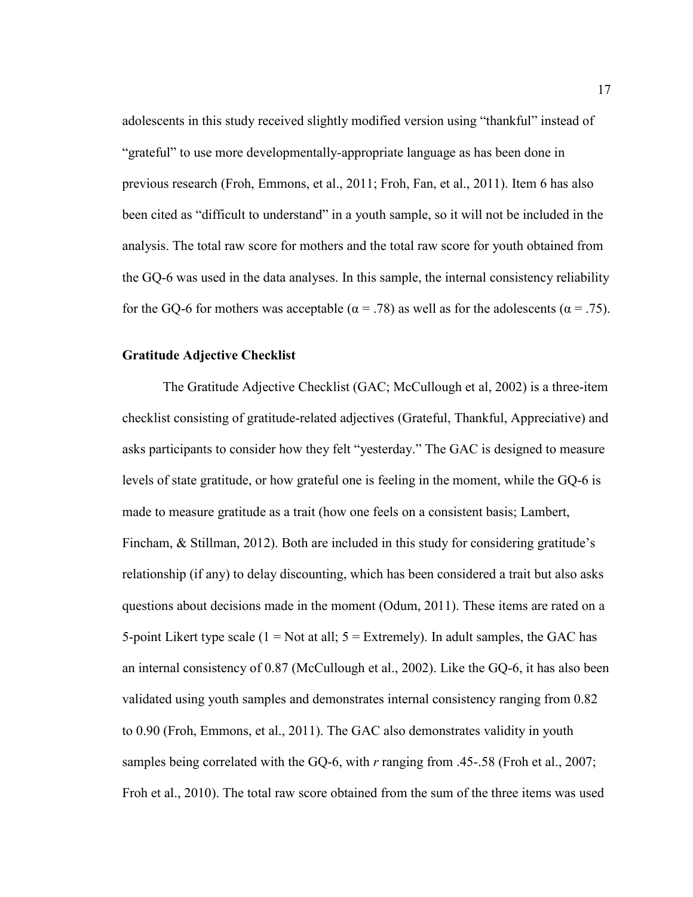adolescents in this study received slightly modified version using "thankful" instead of "grateful" to use more developmentally-appropriate language as has been done in previous research (Froh, Emmons, et al., 2011; Froh, Fan, et al., 2011). Item 6 has also been cited as "difficult to understand" in a youth sample, so it will not be included in the analysis. The total raw score for mothers and the total raw score for youth obtained from the GQ-6 was used in the data analyses. In this sample, the internal consistency reliability for the GQ-6 for mothers was acceptable ($\alpha = .78$) as well as for the adolescents ($\alpha = .75$).

### Gratitude Adjective Checklist

The Gratitude Adjective Checklist (GAC; McCullough et al, 2002) is a three-item checklist consisting of gratitude-related adjectives (Grateful, Thankful, Appreciative) and asks participants to consider how they felt "yesterday." The GAC is designed to measure levels of state gratitude, or how grateful one is feeling in the moment, while the GQ-6 is made to measure gratitude as a trait (how one feels on a consistent basis; Lambert, Fincham, & Stillman, 2012). Both are included in this study for considering gratitude's relationship (if any) to delay discounting, which has been considered a trait but also asks questions about decisions made in the moment (Odum, 2011). These items are rated on a 5-point Likert type scale (1 = Not at all; 5 = Extremely). In adult samples, the GAC has an internal consistency of 0.87 (McCullough et al., 2002). Like the GQ-6, it has also been validated using youth samples and demonstrates internal consistency ranging from 0.82 to 0.90 (Froh, Emmons, et al., 2011). The GAC also demonstrates validity in youth samples being correlated with the GQ-6, with $r$ ranging from .45-.58 (Froh et al., 2007; Froh et al., 2010). The total raw score obtained from the sum of the three items was used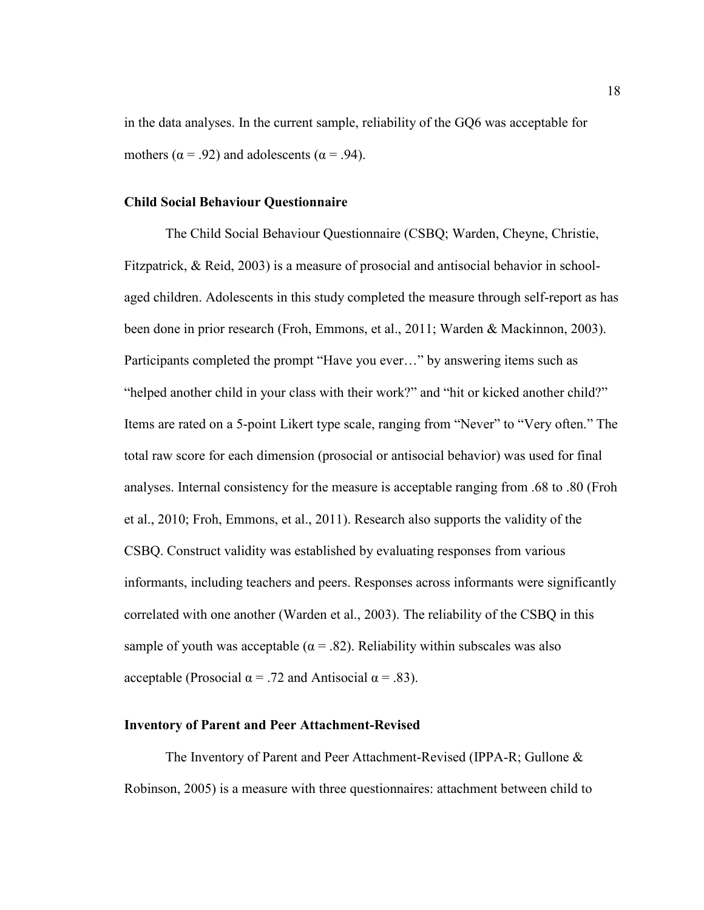in the data analyses. In the current sample, reliability of the GQ6 was acceptable for mothers ($\alpha = .92$) and adolescents ($\alpha = .94$).

### Child Social Behaviour Questionnaire

The Child Social Behaviour Questionnaire (CSBQ; Warden, Cheyne, Christie, Fitzpatrick, & Reid, 2003) is a measure of prosocial and antisocial behavior in school-aged children. Adolescents in this study completed the measure through self-report as has been done in prior research (Froh, Emmons, et al., 2011; Warden & Mackinnon, 2003). Participants completed the prompt "Have you ever…" by answering items such as "helped another child in your class with their work?" and "hit or kicked another child?" Items are rated on a 5-point Likert type scale, ranging from "Never" to "Very often." The total raw score for each dimension (prosocial or antisocial behavior) was used for final analyses. Internal consistency for the measure is acceptable ranging from .68 to .80 (Froh et al., 2010; Froh, Emmons, et al., 2011). Research also supports the validity of the CSBQ. Construct validity was established by evaluating responses from various informants, including teachers and peers. Responses across informants were significantly correlated with one another (Warden et al., 2003). The reliability of the CSBQ in this sample of youth was acceptable ($\alpha = .82$). Reliability within subscales was also acceptable (Prosocial $\alpha = .72$ and Antisocial $\alpha = .83$).

### Inventory of Parent and Peer Attachment-Revised

The Inventory of Parent and Peer Attachment-Revised (IPPA-R; Gullone & Robinson, 2005) is a measure with three questionnaires: attachment between child to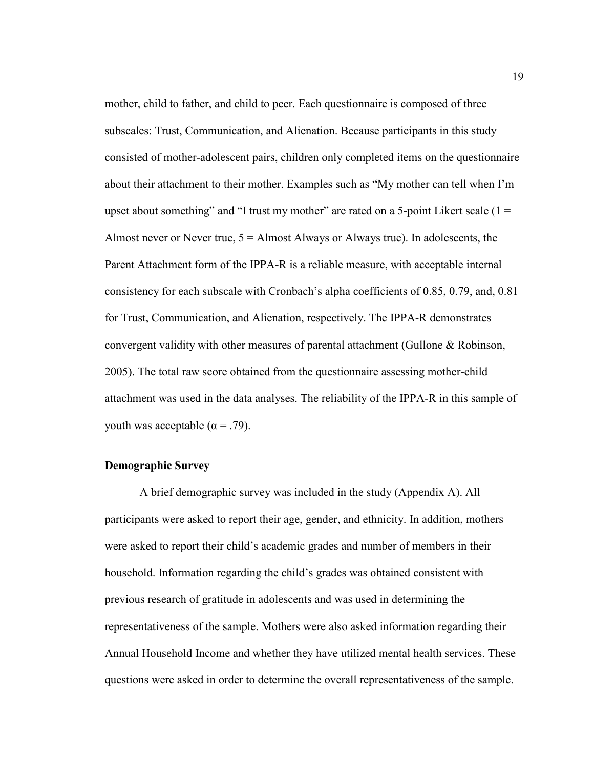mother, child to father, and child to peer. Each questionnaire is composed of three subscales: Trust, Communication, and Alienation. Because participants in this study consisted of mother-adolescent pairs, children only completed items on the questionnaire about their attachment to their mother. Examples such as “My mother can tell when I’m upset about something” and “I trust my mother” are rated on a 5-point Likert scale (1 = Almost never or Never true, 5 = Almost Always or Always true). In adolescents, the Parent Attachment form of the IPPA-R is a reliable measure, with acceptable internal consistency for each subscale with Cronbach’s alpha coefficients of 0.85, 0.79, and, 0.81 for Trust, Communication, and Alienation, respectively. The IPPA-R demonstrates convergent validity with other measures of parental attachment (Gullone & Robinson, 2005). The total raw score obtained from the questionnaire assessing mother-child attachment was used in the data analyses. The reliability of the IPPA-R in this sample of youth was acceptable ($\alpha = .79$).

## Demographic Survey

A brief demographic survey was included in the study (Appendix A). All participants were asked to report their age, gender, and ethnicity. In addition, mothers were asked to report their child’s academic grades and number of members in their household. Information regarding the child’s grades was obtained consistent with previous research of gratitude in adolescents and was used in determining the representativeness of the sample. Mothers were also asked information regarding their Annual Household Income and whether they have utilized mental health services. These questions were asked in order to determine the overall representativeness of the sample.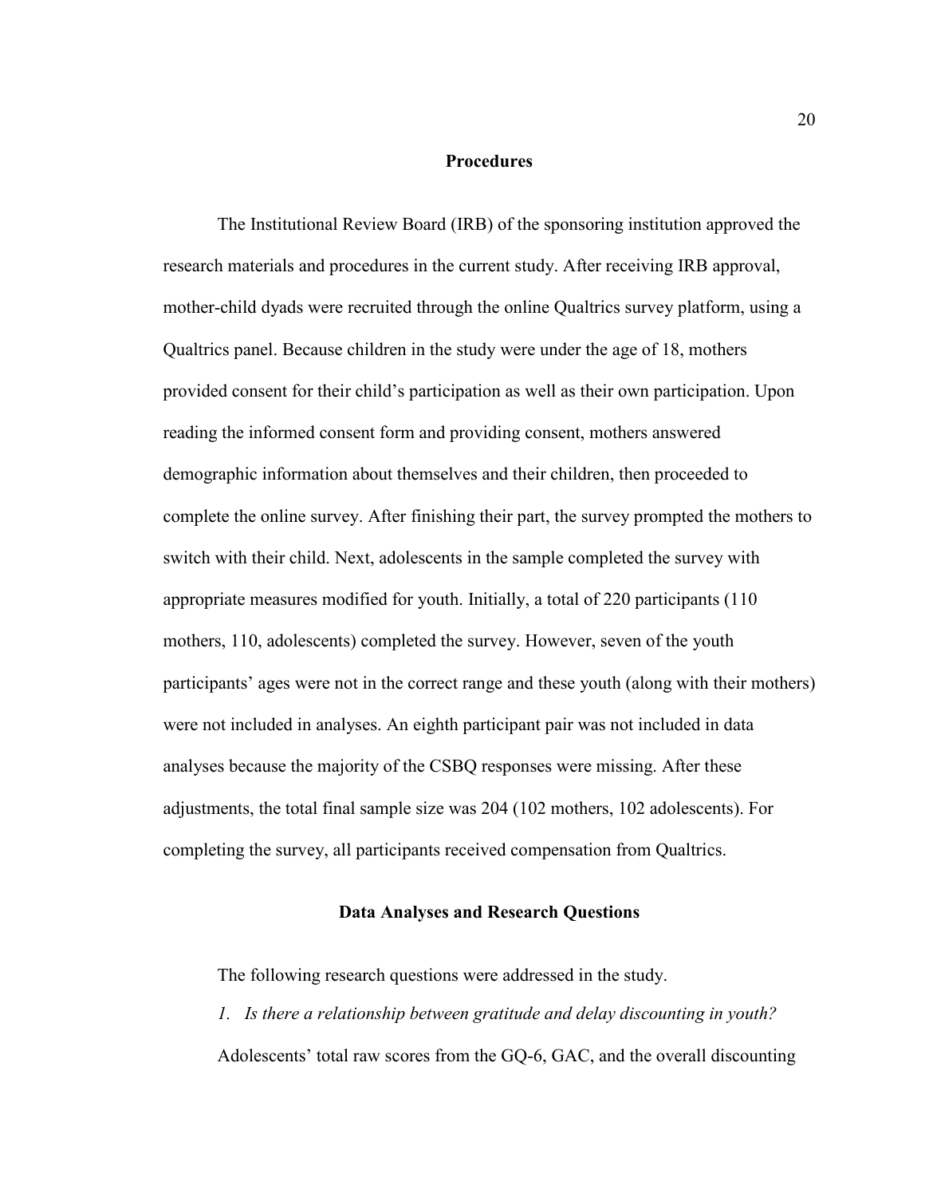## Procedures

The Institutional Review Board (IRB) of the sponsoring institution approved the research materials and procedures in the current study. After receiving IRB approval, mother-child dyads were recruited through the online Qualtrics survey platform, using a Qualtrics panel. Because children in the study were under the age of 18, mothers provided consent for their child's participation as well as their own participation. Upon reading the informed consent form and providing consent, mothers answered demographic information about themselves and their children, then proceeded to complete the online survey. After finishing their part, the survey prompted the mothers to switch with their child. Next, adolescents in the sample completed the survey with appropriate measures modified for youth. Initially, a total of 220 participants (110 mothers, 110, adolescents) completed the survey. However, seven of the youth participants' ages were not in the correct range and these youth (along with their mothers) were not included in analyses. An eighth participant pair was not included in data analyses because the majority of the CSBQ responses were missing. After these adjustments, the total final sample size was 204 (102 mothers, 102 adolescents). For completing the survey, all participants received compensation from Qualtrics.

## Data Analyses and Research Questions

The following research questions were addressed in the study.

1. *Is there a relationship between gratitude and delay discounting in youth?*

Adolescents' total raw scores from the GQ-6, GAC, and the overall discounting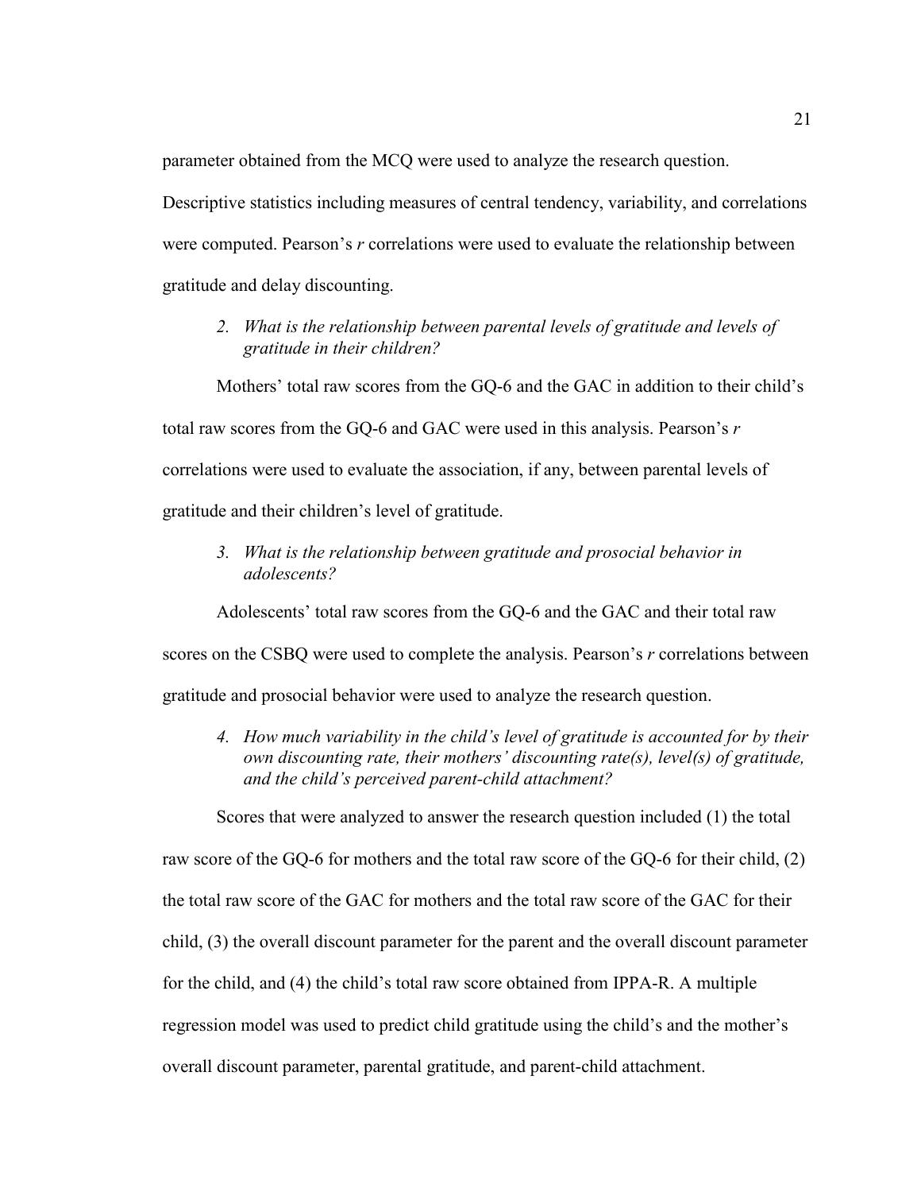parameter obtained from the MCQ were used to analyze the research question. Descriptive statistics including measures of central tendency, variability, and correlations were computed. Pearson's *r* correlations were used to evaluate the relationship between gratitude and delay discounting.

2. *What is the relationship between parental levels of gratitude and levels of gratitude in their children?*

Mothers' total raw scores from the GQ-6 and the GAC in addition to their child's total raw scores from the GQ-6 and GAC were used in this analysis. Pearson's *r* correlations were used to evaluate the association, if any, between parental levels of gratitude and their children's level of gratitude.

3. *What is the relationship between gratitude and prosocial behavior in adolescents?*

Adolescents' total raw scores from the GQ-6 and the GAC and their total raw scores on the CSBQ were used to complete the analysis. Pearson's *r* correlations between gratitude and prosocial behavior were used to analyze the research question.

4. *How much variability in the child's level of gratitude is accounted for by their own discounting rate, their mothers' discounting rate(s), level(s) of gratitude, and the child's perceived parent-child attachment?*

Scores that were analyzed to answer the research question included (1) the total raw score of the GQ-6 for mothers and the total raw score of the GQ-6 for their child, (2) the total raw score of the GAC for mothers and the total raw score of the GAC for their child, (3) the overall discount parameter for the parent and the overall discount parameter for the child, and (4) the child's total raw score obtained from IPPA-R. A multiple regression model was used to predict child gratitude using the child's and the mother's overall discount parameter, parental gratitude, and parent-child attachment.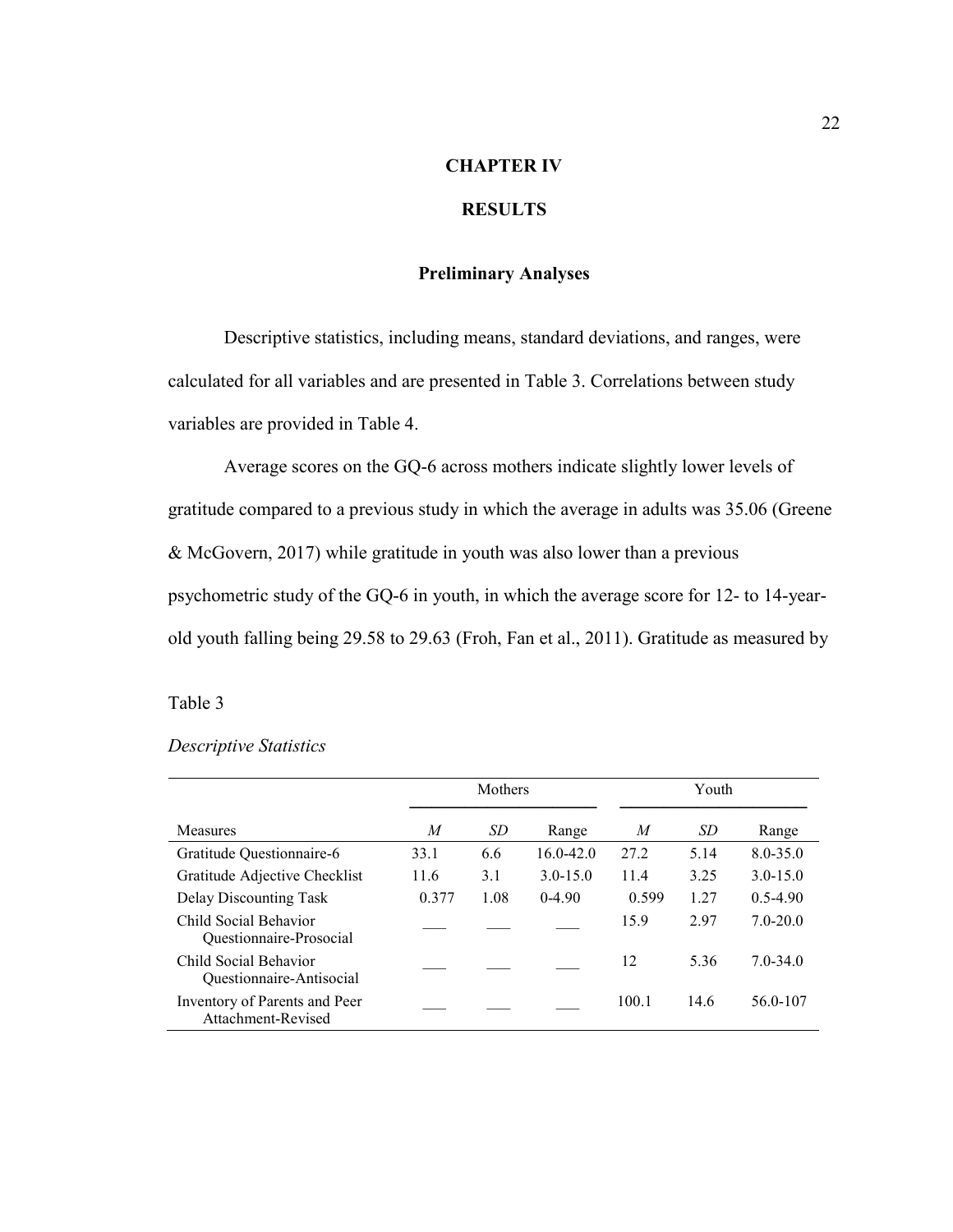# CHAPTER IV

# RESULTS

## Preliminary Analyses

Descriptive statistics, including means, standard deviations, and ranges, were calculated for all variables and are presented in Table 3. Correlations between study variables are provided in Table 4.

Average scores on the GQ-6 across mothers indicate slightly lower levels of gratitude compared to a previous study in which the average in adults was 35.06 (Greene & McGovern, 2017) while gratitude in youth was also lower than a previous psychometric study of the GQ-6 in youth, in which the average score for 12- to 14-year-old youth falling being 29.58 to 29.63 (Froh, Fan et al., 2011). Gratitude as measured by

Table 3

*Descriptive Statistics*

| | Mothers | | | Youth | | |
|---|---|---|---|---|---|---|
| Measures | *M* | *SD* | Range | *M* | *SD* | Range |
| Gratitude Questionnaire-6 | 33.1 | 6.6 | 16.0-42.0 | 27.2 | 5.14 | 8.0-35.0 |
| Gratitude Adjective Checklist | 11.6 | 3.1 | 3.0-15.0 | 11.4 | 3.25 | 3.0-15.0 |
| Delay Discounting Task | 0.377 | 1.08 | 0-4.90 | 0.599 | 1.27 | 0.5-4.90 |
| Child Social Behavior Questionnaire-Prosocial | ___ | ___ | ___ | 15.9 | 2.97 | 7.0-20.0 |
| Child Social Behavior Questionnaire-Antisocial | ___ | ___ | ___ | 12 | 5.36 | 7.0-34.0 |
| Inventory of Parents and Peer Attachment-Revised | ___ | ___ | ___ | 100.1 | 14.6 | 56.0-107 |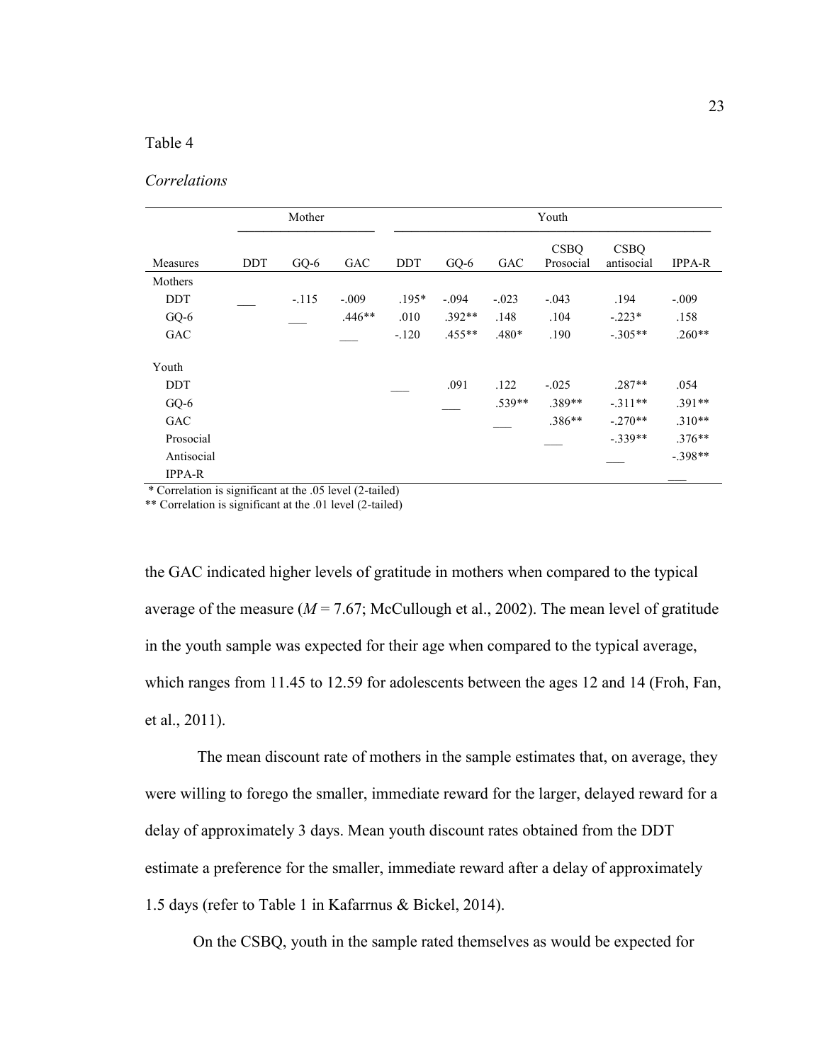Table 4

*Correlations*

| | Mother | | | Youth | | | | | |
|---|---|---|---|---|---|---|---|---|---|
| Measures | DDT | GQ-6 | GAC | DDT | GQ-6 | GAC | CSBQ Prosocial | CSBQ antisocial | IPPA-R |
| Mothers | | | | | | | | | |
| DDT | ___ | -.115 | -.009 | .195* | -.094 | -.023 | -.043 | .194 | -.009 |
| GQ-6 | | ___ | .446** | .010 | .392** | .148 | .104 | -.223* | .158 |
| GAC | | | ___ | -.120 | .455** | .480* | .190 | -.305** | .260** |
| Youth | | | | | | | | | |
| DDT | | | | ___ | .091 | .122 | -.025 | .287** | .054 |
| GQ-6 | | | | | ___ | .539** | .389** | -.311** | .391** |
| GAC | | | | | | ___ | .386** | -.270** | .310** |
| Prosocial | | | | | | | ___ | -.339** | .376** |
| Antisocial | | | | | | | | ___ | -.398** |
| IPPA-R | | | | | | | | | ___ |

\* Correlation is significant at the .05 level (2-tailed)
** Correlation is significant at the .01 level (2-tailed)

the GAC indicated higher levels of gratitude in mothers when compared to the typical average of the measure ($M$ = 7.67; McCullough et al., 2002). The mean level of gratitude in the youth sample was expected for their age when compared to the typical average, which ranges from 11.45 to 12.59 for adolescents between the ages 12 and 14 (Froh, Fan, et al., 2011).

The mean discount rate of mothers in the sample estimates that, on average, they were willing to forego the smaller, immediate reward for the larger, delayed reward for a delay of approximately 3 days. Mean youth discount rates obtained from the DDT estimate a preference for the smaller, immediate reward after a delay of approximately 1.5 days (refer to Table 1 in Kafarrnus & Bickel, 2014).

On the CSBQ, youth in the sample rated themselves as would be expected for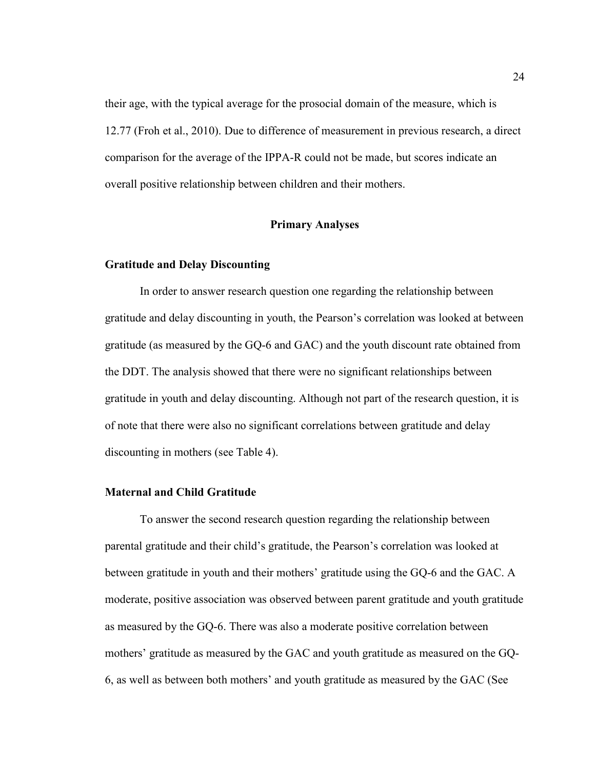their age, with the typical average for the prosocial domain of the measure, which is 12.77 (Froh et al., 2010). Due to difference of measurement in previous research, a direct comparison for the average of the IPPA-R could not be made, but scores indicate an overall positive relationship between children and their mothers.

## Primary Analyses

### Gratitude and Delay Discounting

In order to answer research question one regarding the relationship between gratitude and delay discounting in youth, the Pearson's correlation was looked at between gratitude (as measured by the GQ-6 and GAC) and the youth discount rate obtained from the DDT. The analysis showed that there were no significant relationships between gratitude in youth and delay discounting. Although not part of the research question, it is of note that there were also no significant correlations between gratitude and delay discounting in mothers (see Table 4).

### Maternal and Child Gratitude

To answer the second research question regarding the relationship between parental gratitude and their child's gratitude, the Pearson's correlation was looked at between gratitude in youth and their mothers' gratitude using the GQ-6 and the GAC. A moderate, positive association was observed between parent gratitude and youth gratitude as measured by the GQ-6. There was also a moderate positive correlation between mothers' gratitude as measured by the GAC and youth gratitude as measured on the GQ-6, as well as between both mothers' and youth gratitude as measured by the GAC (See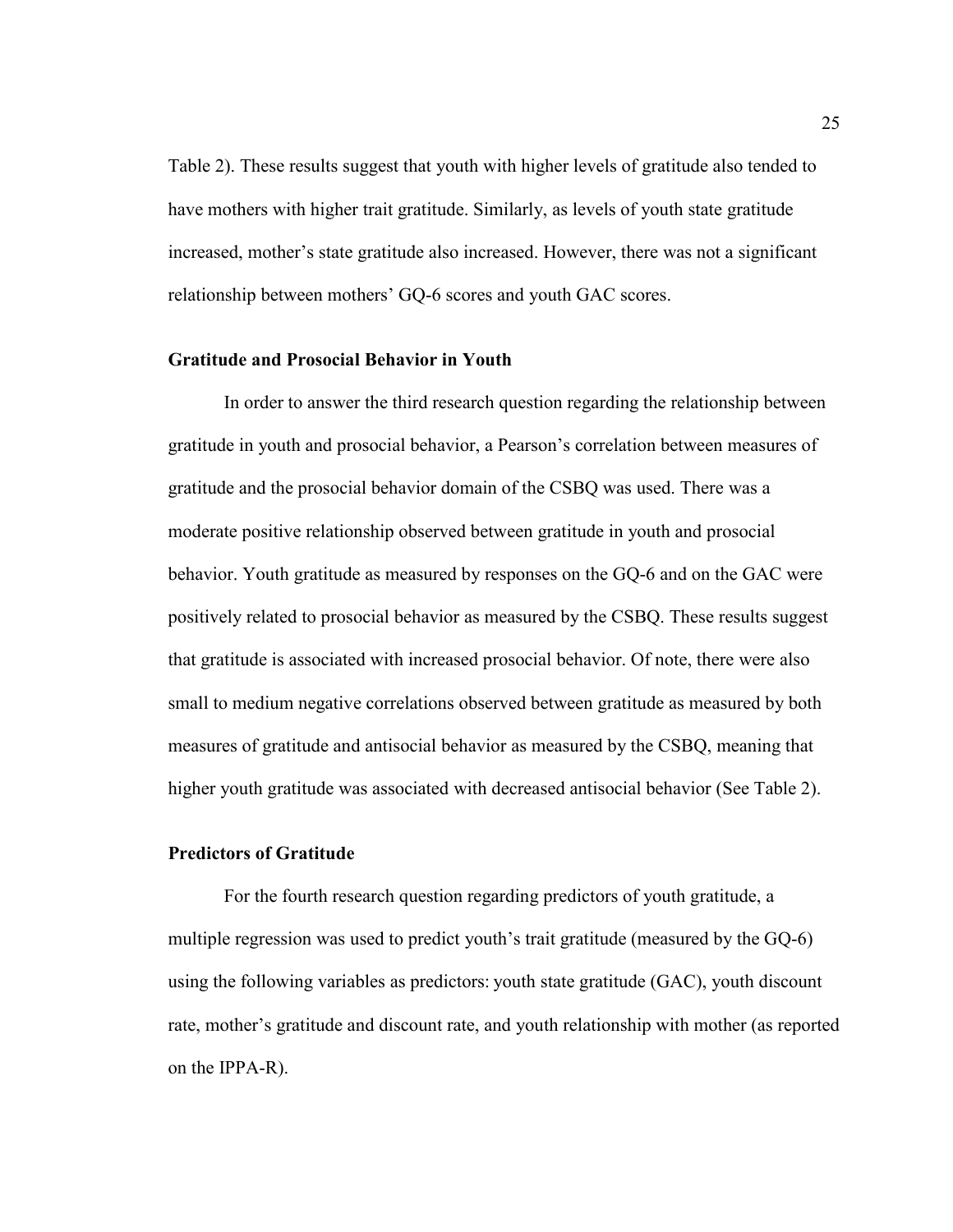Table 2). These results suggest that youth with higher levels of gratitude also tended to have mothers with higher trait gratitude. Similarly, as levels of youth state gratitude increased, mother's state gratitude also increased. However, there was not a significant relationship between mothers' GQ-6 scores and youth GAC scores.

### Gratitude and Prosocial Behavior in Youth

In order to answer the third research question regarding the relationship between gratitude in youth and prosocial behavior, a Pearson's correlation between measures of gratitude and the prosocial behavior domain of the CSBQ was used. There was a moderate positive relationship observed between gratitude in youth and prosocial behavior. Youth gratitude as measured by responses on the GQ-6 and on the GAC were positively related to prosocial behavior as measured by the CSBQ. These results suggest that gratitude is associated with increased prosocial behavior. Of note, there were also small to medium negative correlations observed between gratitude as measured by both measures of gratitude and antisocial behavior as measured by the CSBQ, meaning that higher youth gratitude was associated with decreased antisocial behavior (See Table 2).

### Predictors of Gratitude

For the fourth research question regarding predictors of youth gratitude, a multiple regression was used to predict youth's trait gratitude (measured by the GQ-6) using the following variables as predictors: youth state gratitude (GAC), youth discount rate, mother's gratitude and discount rate, and youth relationship with mother (as reported on the IPPA-R).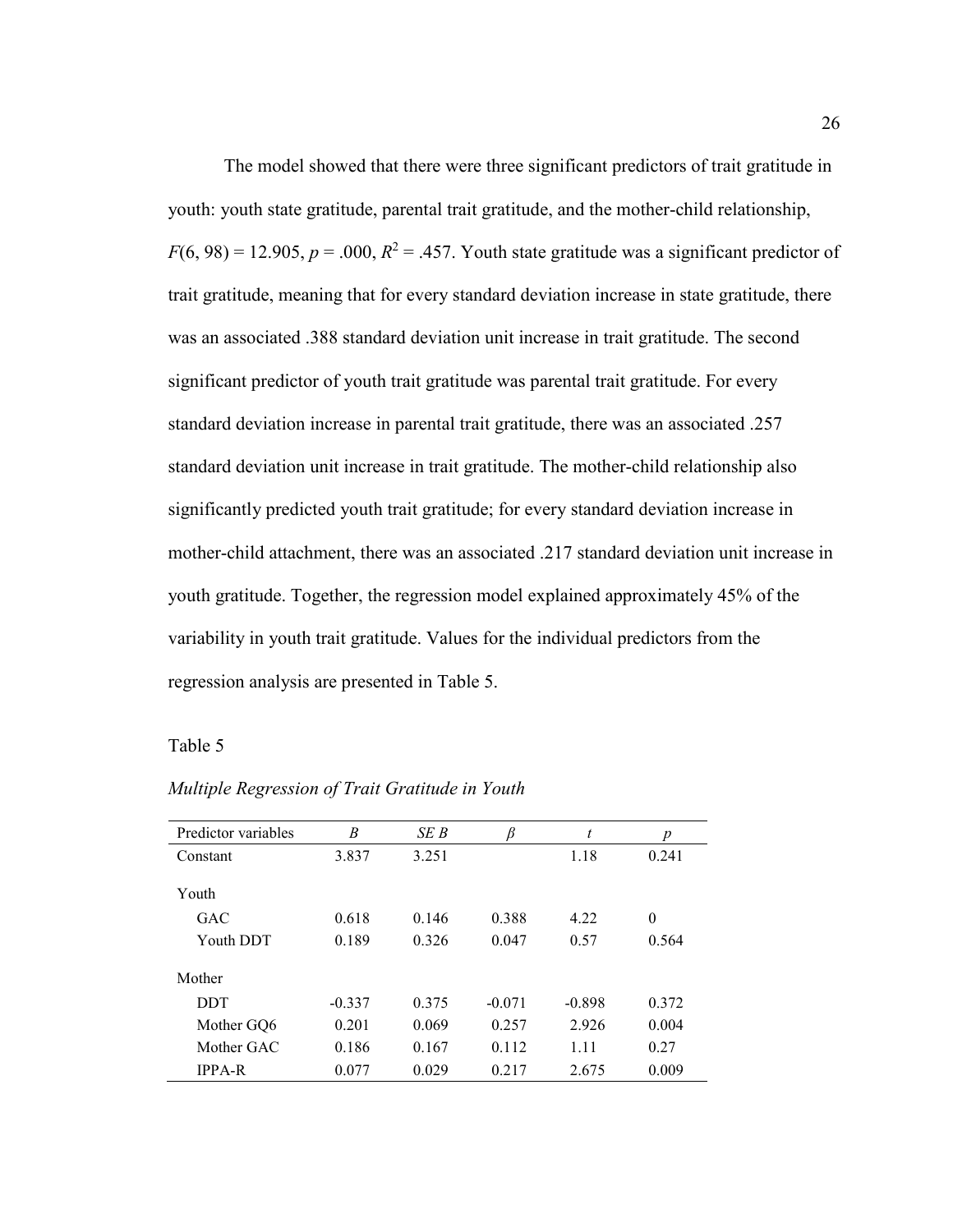The model showed that there were three significant predictors of trait gratitude in youth: youth state gratitude, parental trait gratitude, and the mother-child relationship, $F(6, 98) = 12.905$, $p = .000$, $R^2 = .457$. Youth state gratitude was a significant predictor of trait gratitude, meaning that for every standard deviation increase in state gratitude, there was an associated .388 standard deviation unit increase in trait gratitude. The second significant predictor of youth trait gratitude was parental trait gratitude. For every standard deviation increase in parental trait gratitude, there was an associated .257 standard deviation unit increase in trait gratitude. The mother-child relationship also significantly predicted youth trait gratitude; for every standard deviation increase in mother-child attachment, there was an associated .217 standard deviation unit increase in youth gratitude. Together, the regression model explained approximately 45% of the variability in youth trait gratitude. Values for the individual predictors from the regression analysis are presented in Table 5.

Table 5

*Multiple Regression of Trait Gratitude in Youth*

| Predictor variables | *B* | *SE B* | *β* | *t* | *p* |
|---|---|---|---|---|---|
| Constant | 3.837 | 3.251 | | 1.18 | 0.241 |
| Youth | | | | | |
| GAC | 0.618 | 0.146 | 0.388 | 4.22 | 0 |
| Youth DDT | 0.189 | 0.326 | 0.047 | 0.57 | 0.564 |
| Mother | | | | | |
| DDT | -0.337 | 0.375 | -0.071 | -0.898 | 0.372 |
| Mother GQ6 | 0.201 | 0.069 | 0.257 | 2.926 | 0.004 |
| Mother GAC | 0.186 | 0.167 | 0.112 | 1.11 | 0.27 |
| IPPA-R | 0.077 | 0.029 | 0.217 | 2.675 | 0.009 |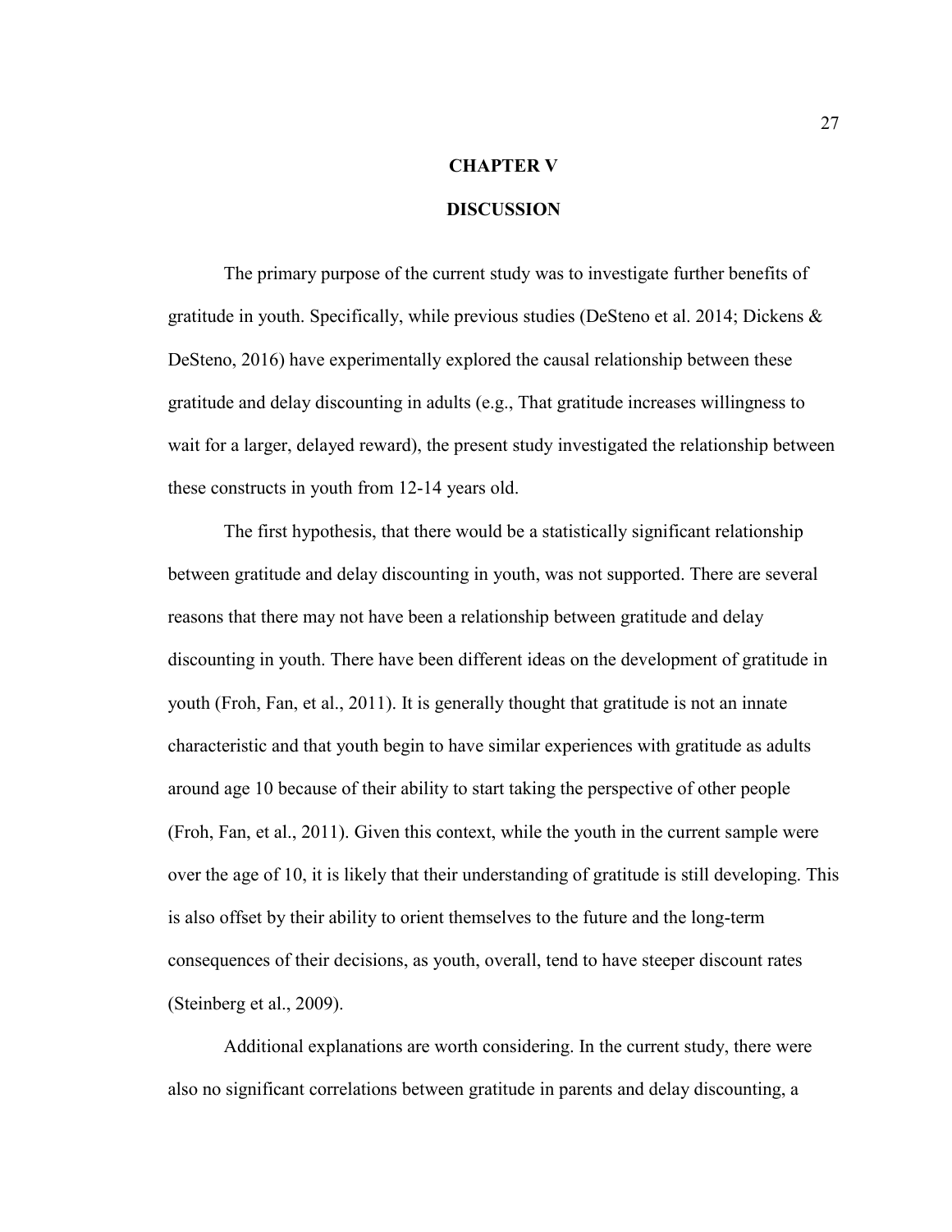# CHAPTER V

# DISCUSSION

The primary purpose of the current study was to investigate further benefits of gratitude in youth. Specifically, while previous studies (DeSteno et al. 2014; Dickens & DeSteno, 2016) have experimentally explored the causal relationship between these gratitude and delay discounting in adults (e.g., That gratitude increases willingness to wait for a larger, delayed reward), the present study investigated the relationship between these constructs in youth from 12-14 years old.

The first hypothesis, that there would be a statistically significant relationship between gratitude and delay discounting in youth, was not supported. There are several reasons that there may not have been a relationship between gratitude and delay discounting in youth. There have been different ideas on the development of gratitude in youth (Froh, Fan, et al., 2011). It is generally thought that gratitude is not an innate characteristic and that youth begin to have similar experiences with gratitude as adults around age 10 because of their ability to start taking the perspective of other people (Froh, Fan, et al., 2011). Given this context, while the youth in the current sample were over the age of 10, it is likely that their understanding of gratitude is still developing. This is also offset by their ability to orient themselves to the future and the long-term consequences of their decisions, as youth, overall, tend to have steeper discount rates (Steinberg et al., 2009).

Additional explanations are worth considering. In the current study, there were also no significant correlations between gratitude in parents and delay discounting, a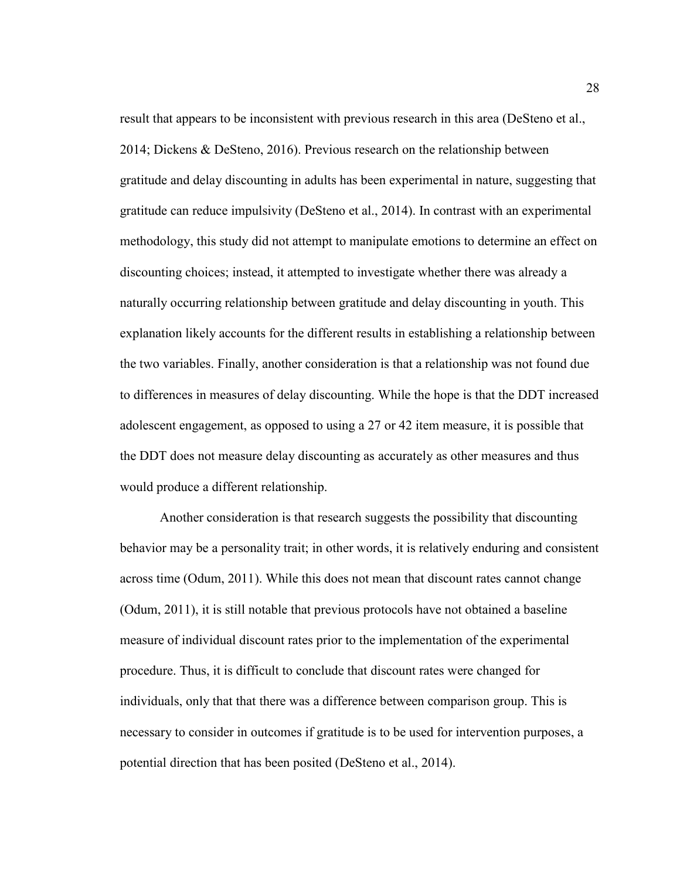result that appears to be inconsistent with previous research in this area (DeSteno et al., 2014; Dickens & DeSteno, 2016). Previous research on the relationship between gratitude and delay discounting in adults has been experimental in nature, suggesting that gratitude can reduce impulsivity (DeSteno et al., 2014). In contrast with an experimental methodology, this study did not attempt to manipulate emotions to determine an effect on discounting choices; instead, it attempted to investigate whether there was already a naturally occurring relationship between gratitude and delay discounting in youth. This explanation likely accounts for the different results in establishing a relationship between the two variables. Finally, another consideration is that a relationship was not found due to differences in measures of delay discounting. While the hope is that the DDT increased adolescent engagement, as opposed to using a 27 or 42 item measure, it is possible that the DDT does not measure delay discounting as accurately as other measures and thus would produce a different relationship.

Another consideration is that research suggests the possibility that discounting behavior may be a personality trait; in other words, it is relatively enduring and consistent across time (Odum, 2011). While this does not mean that discount rates cannot change (Odum, 2011), it is still notable that previous protocols have not obtained a baseline measure of individual discount rates prior to the implementation of the experimental procedure. Thus, it is difficult to conclude that discount rates were changed for individuals, only that that there was a difference between comparison group. This is necessary to consider in outcomes if gratitude is to be used for intervention purposes, a potential direction that has been posited (DeSteno et al., 2014).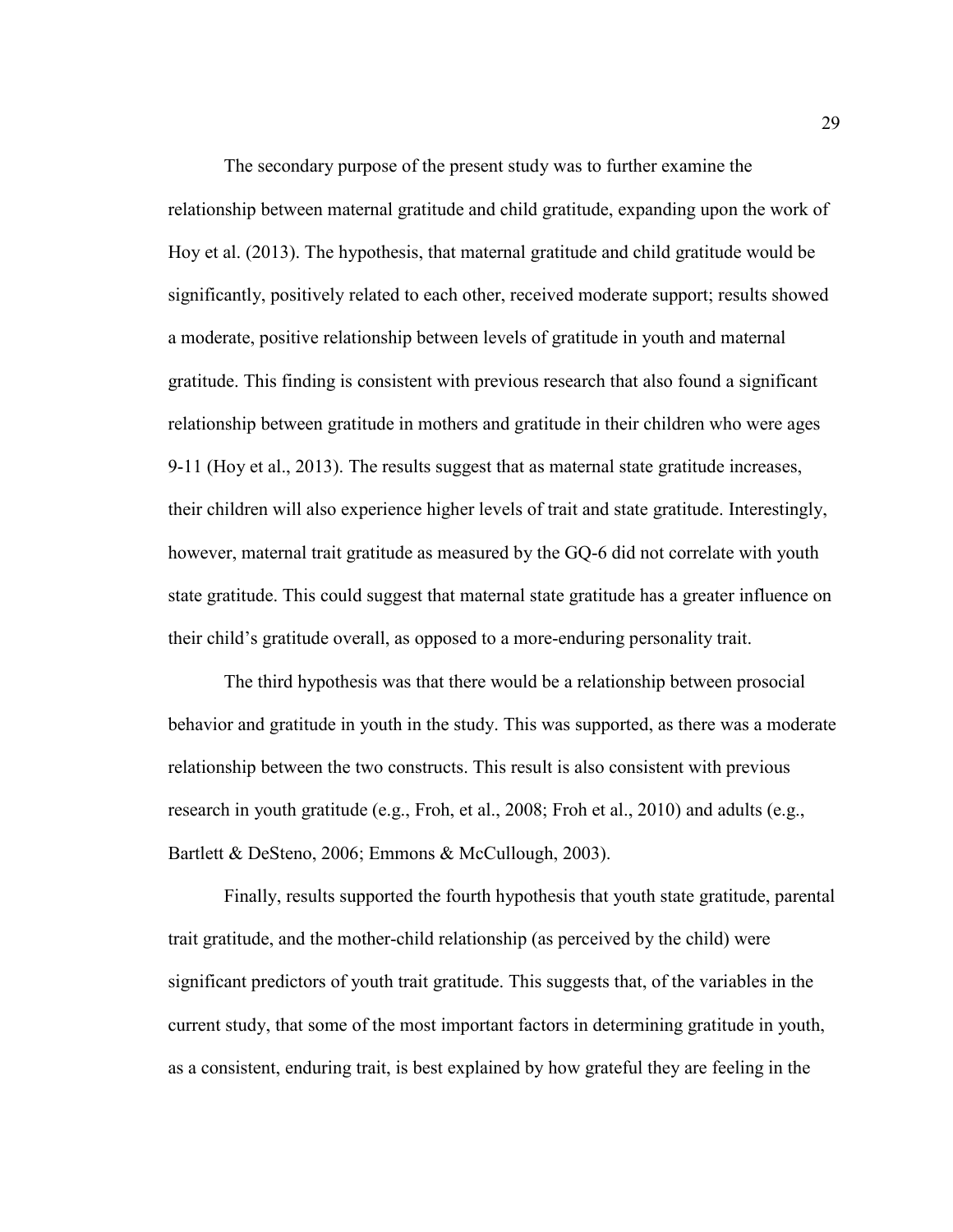The secondary purpose of the present study was to further examine the relationship between maternal gratitude and child gratitude, expanding upon the work of Hoy et al. (2013). The hypothesis, that maternal gratitude and child gratitude would be significantly, positively related to each other, received moderate support; results showed a moderate, positive relationship between levels of gratitude in youth and maternal gratitude. This finding is consistent with previous research that also found a significant relationship between gratitude in mothers and gratitude in their children who were ages 9-11 (Hoy et al., 2013). The results suggest that as maternal state gratitude increases, their children will also experience higher levels of trait and state gratitude. Interestingly, however, maternal trait gratitude as measured by the GQ-6 did not correlate with youth state gratitude. This could suggest that maternal state gratitude has a greater influence on their child's gratitude overall, as opposed to a more-enduring personality trait.

The third hypothesis was that there would be a relationship between prosocial behavior and gratitude in youth in the study. This was supported, as there was a moderate relationship between the two constructs. This result is also consistent with previous research in youth gratitude (e.g., Froh, et al., 2008; Froh et al., 2010) and adults (e.g., Bartlett & DeSteno, 2006; Emmons & McCullough, 2003).

Finally, results supported the fourth hypothesis that youth state gratitude, parental trait gratitude, and the mother-child relationship (as perceived by the child) were significant predictors of youth trait gratitude. This suggests that, of the variables in the current study, that some of the most important factors in determining gratitude in youth, as a consistent, enduring trait, is best explained by how grateful they are feeling in the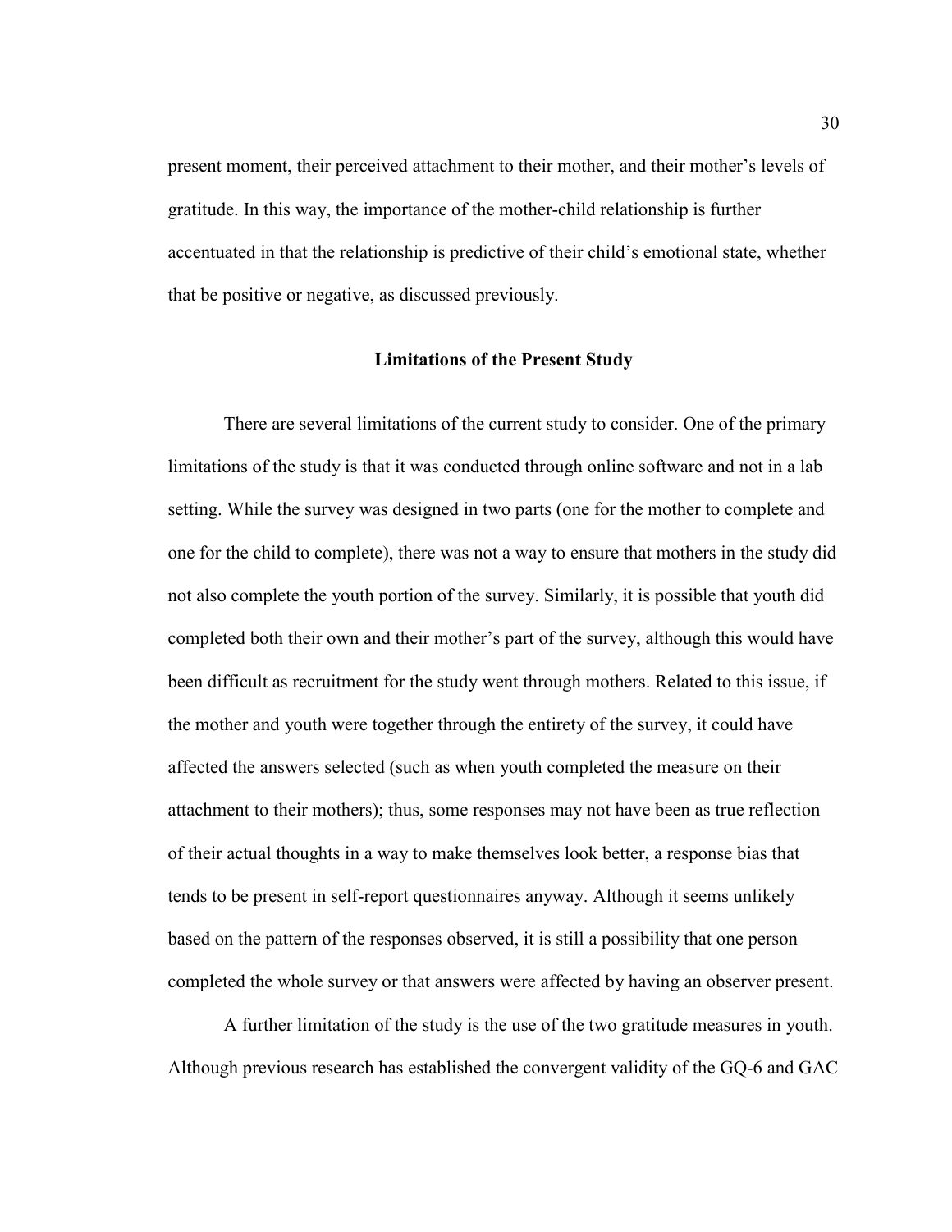present moment, their perceived attachment to their mother, and their mother's levels of gratitude. In this way, the importance of the mother-child relationship is further accentuated in that the relationship is predictive of their child's emotional state, whether that be positive or negative, as discussed previously.

## Limitations of the Present Study

There are several limitations of the current study to consider. One of the primary limitations of the study is that it was conducted through online software and not in a lab setting. While the survey was designed in two parts (one for the mother to complete and one for the child to complete), there was not a way to ensure that mothers in the study did not also complete the youth portion of the survey. Similarly, it is possible that youth did completed both their own and their mother's part of the survey, although this would have been difficult as recruitment for the study went through mothers. Related to this issue, if the mother and youth were together through the entirety of the survey, it could have affected the answers selected (such as when youth completed the measure on their attachment to their mothers); thus, some responses may not have been as true reflection of their actual thoughts in a way to make themselves look better, a response bias that tends to be present in self-report questionnaires anyway. Although it seems unlikely based on the pattern of the responses observed, it is still a possibility that one person completed the whole survey or that answers were affected by having an observer present.

A further limitation of the study is the use of the two gratitude measures in youth. Although previous research has established the convergent validity of the GQ-6 and GAC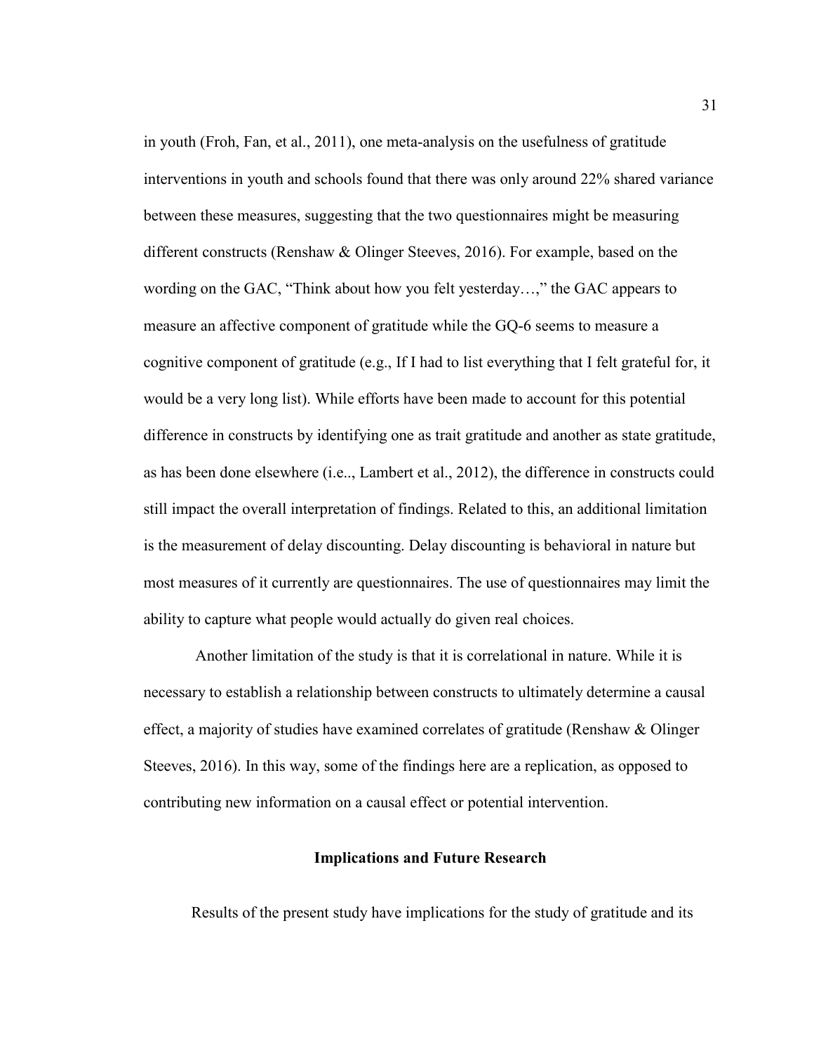in youth (Froh, Fan, et al., 2011), one meta-analysis on the usefulness of gratitude interventions in youth and schools found that there was only around 22% shared variance between these measures, suggesting that the two questionnaires might be measuring different constructs (Renshaw & Olinger Steeves, 2016). For example, based on the wording on the GAC, "Think about how you felt yesterday…," the GAC appears to measure an affective component of gratitude while the GQ-6 seems to measure a cognitive component of gratitude (e.g., If I had to list everything that I felt grateful for, it would be a very long list). While efforts have been made to account for this potential difference in constructs by identifying one as trait gratitude and another as state gratitude, as has been done elsewhere (i.e.., Lambert et al., 2012), the difference in constructs could still impact the overall interpretation of findings. Related to this, an additional limitation is the measurement of delay discounting. Delay discounting is behavioral in nature but most measures of it currently are questionnaires. The use of questionnaires may limit the ability to capture what people would actually do given real choices.

Another limitation of the study is that it is correlational in nature. While it is necessary to establish a relationship between constructs to ultimately determine a causal effect, a majority of studies have examined correlates of gratitude (Renshaw & Olinger Steeves, 2016). In this way, some of the findings here are a replication, as opposed to contributing new information on a causal effect or potential intervention.

## Implications and Future Research

Results of the present study have implications for the study of gratitude and its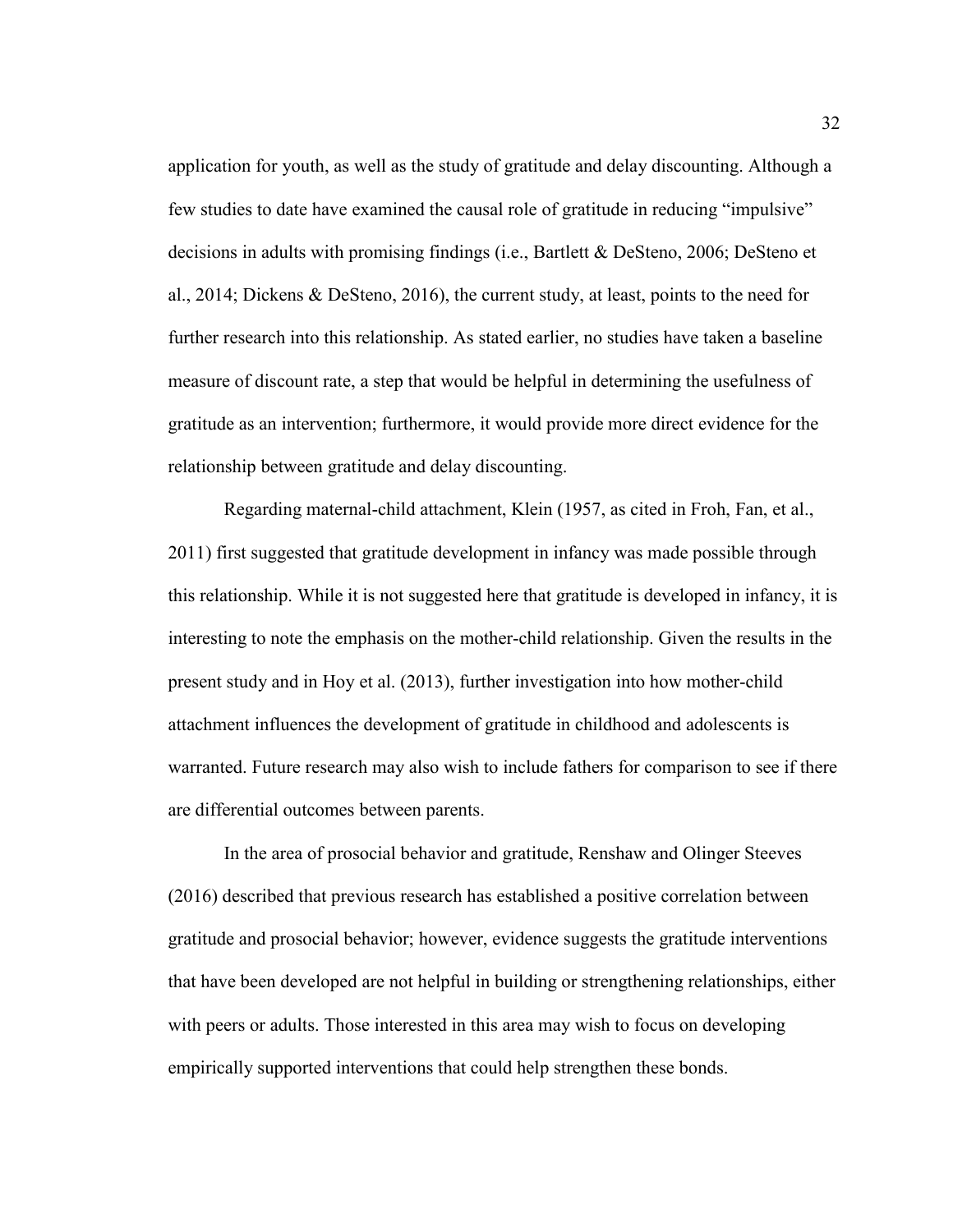application for youth, as well as the study of gratitude and delay discounting. Although a few studies to date have examined the causal role of gratitude in reducing "impulsive" decisions in adults with promising findings (i.e., Bartlett & DeSteno, 2006; DeSteno et al., 2014; Dickens & DeSteno, 2016), the current study, at least, points to the need for further research into this relationship. As stated earlier, no studies have taken a baseline measure of discount rate, a step that would be helpful in determining the usefulness of gratitude as an intervention; furthermore, it would provide more direct evidence for the relationship between gratitude and delay discounting.

Regarding maternal-child attachment, Klein (1957, as cited in Froh, Fan, et al., 2011) first suggested that gratitude development in infancy was made possible through this relationship. While it is not suggested here that gratitude is developed in infancy, it is interesting to note the emphasis on the mother-child relationship. Given the results in the present study and in Hoy et al. (2013), further investigation into how mother-child attachment influences the development of gratitude in childhood and adolescents is warranted. Future research may also wish to include fathers for comparison to see if there are differential outcomes between parents.

In the area of prosocial behavior and gratitude, Renshaw and Olinger Steeves (2016) described that previous research has established a positive correlation between gratitude and prosocial behavior; however, evidence suggests the gratitude interventions that have been developed are not helpful in building or strengthening relationships, either with peers or adults. Those interested in this area may wish to focus on developing empirically supported interventions that could help strengthen these bonds.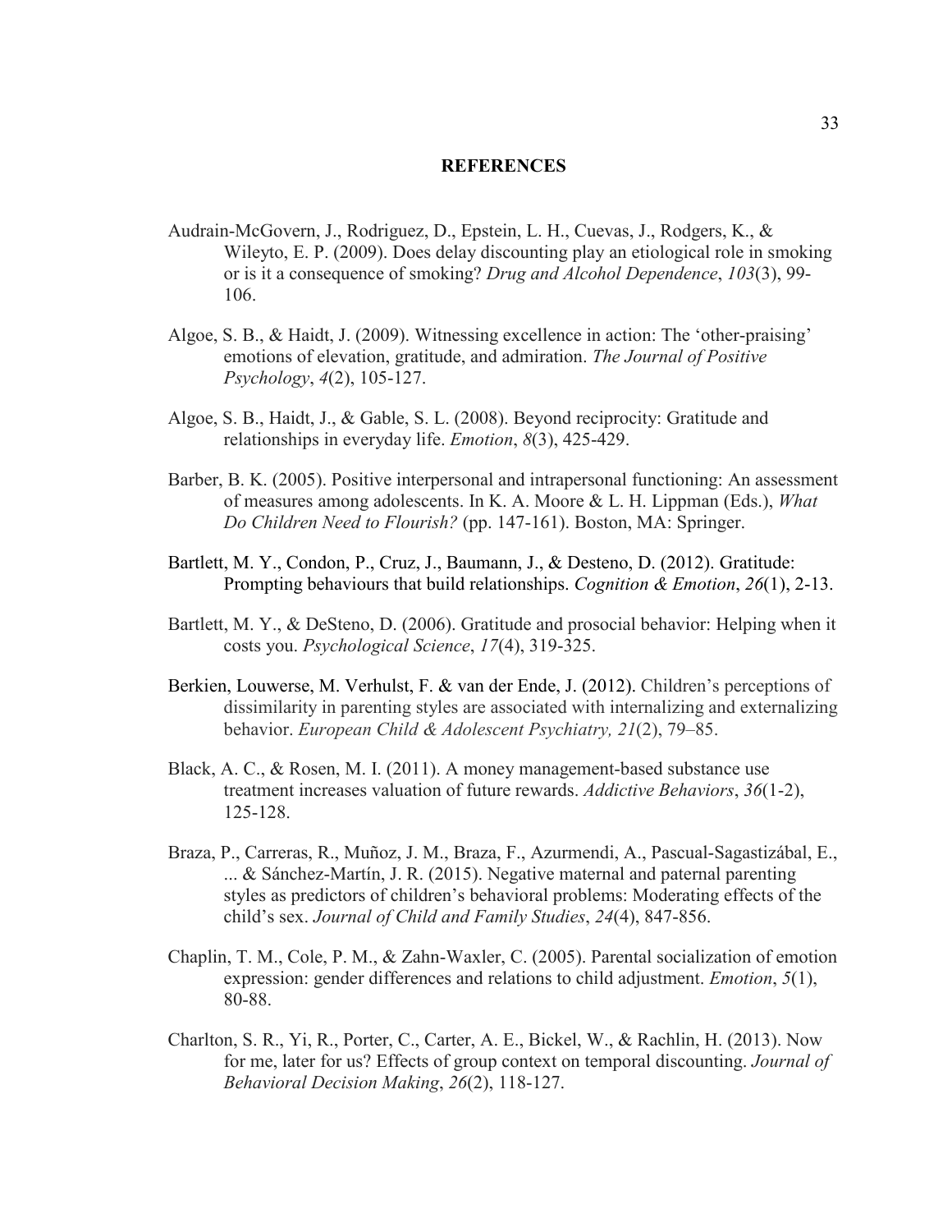# REFERENCES

Audrain-McGovern, J., Rodriguez, D., Epstein, L. H., Cuevas, J., Rodgers, K., & Wileyto, E. P. (2009). Does delay discounting play an etiological role in smoking or is it a consequence of smoking? *Drug and Alcohol Dependence*, *103*(3), 99-106.

Algoe, S. B., & Haidt, J. (2009). Witnessing excellence in action: The 'other-praising' emotions of elevation, gratitude, and admiration. *The Journal of Positive Psychology*, *4*(2), 105-127.

Algoe, S. B., Haidt, J., & Gable, S. L. (2008). Beyond reciprocity: Gratitude and relationships in everyday life. *Emotion*, *8*(3), 425-429.

Barber, B. K. (2005). Positive interpersonal and intrapersonal functioning: An assessment of measures among adolescents. In K. A. Moore & L. H. Lippman (Eds.), *What Do Children Need to Flourish?* (pp. 147-161). Boston, MA: Springer.

Bartlett, M. Y., Condon, P., Cruz, J., Baumann, J., & Desteno, D. (2012). Gratitude: Prompting behaviours that build relationships. *Cognition & Emotion*, *26*(1), 2-13.

Bartlett, M. Y., & DeSteno, D. (2006). Gratitude and prosocial behavior: Helping when it costs you. *Psychological Science*, *17*(4), 319-325.

Berkien, Louwerse, M. Verhulst, F. & van der Ende, J. (2012). Children's perceptions of dissimilarity in parenting styles are associated with internalizing and externalizing behavior. *European Child & Adolescent Psychiatry, 21*(2), 79–85.

Black, A. C., & Rosen, M. I. (2011). A money management-based substance use treatment increases valuation of future rewards. *Addictive Behaviors*, *36*(1-2), 125-128.

Braza, P., Carreras, R., Muñoz, J. M., Braza, F., Azurmendi, A., Pascual-Sagastizábal, E., ... & Sánchez-Martín, J. R. (2015). Negative maternal and paternal parenting styles as predictors of children's behavioral problems: Moderating effects of the child's sex. *Journal of Child and Family Studies*, *24*(4), 847-856.

Chaplin, T. M., Cole, P. M., & Zahn-Waxler, C. (2005). Parental socialization of emotion expression: gender differences and relations to child adjustment. *Emotion*, *5*(1), 80-88.

Charlton, S. R., Yi, R., Porter, C., Carter, A. E., Bickel, W., & Rachlin, H. (2013). Now for me, later for us? Effects of group context on temporal discounting. *Journal of Behavioral Decision Making*, *26*(2), 118-127.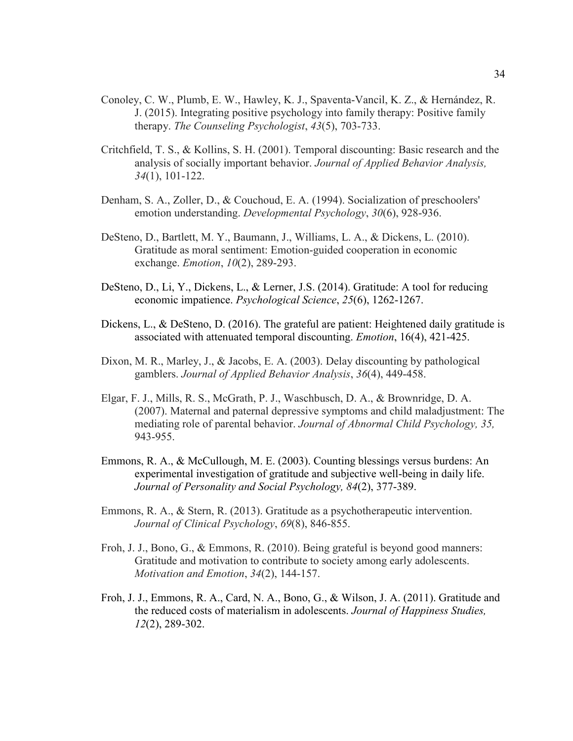Conoley, C. W., Plumb, E. W., Hawley, K. J., Spaventa-Vancil, K. Z., & Hernández, R. J. (2015). Integrating positive psychology into family therapy: Positive family therapy. *The Counseling Psychologist*, *43*(5), 703-733.

Critchfield, T. S., & Kollins, S. H. (2001). Temporal discounting: Basic research and the analysis of socially important behavior. *Journal of Applied Behavior Analysis, 34*(1), 101-122.

Denham, S. A., Zoller, D., & Couchoud, E. A. (1994). Socialization of preschoolers' emotion understanding. *Developmental Psychology*, *30*(6), 928-936.

DeSteno, D., Bartlett, M. Y., Baumann, J., Williams, L. A., & Dickens, L. (2010). Gratitude as moral sentiment: Emotion-guided cooperation in economic exchange. *Emotion*, *10*(2), 289-293.

DeSteno, D., Li, Y., Dickens, L., & Lerner, J.S. (2014). Gratitude: A tool for reducing economic impatience. *Psychological Science*, *25*(6), 1262-1267.

Dickens, L., & DeSteno, D. (2016). The grateful are patient: Heightened daily gratitude is associated with attenuated temporal discounting. *Emotion*, 16(4), 421-425.

Dixon, M. R., Marley, J., & Jacobs, E. A. (2003). Delay discounting by pathological gamblers. *Journal of Applied Behavior Analysis*, *36*(4), 449-458.

Elgar, F. J., Mills, R. S., McGrath, P. J., Waschbusch, D. A., & Brownridge, D. A. (2007). Maternal and paternal depressive symptoms and child maladjustment: The mediating role of parental behavior. *Journal of Abnormal Child Psychology, 35,* 943-955.

Emmons, R. A., & McCullough, M. E. (2003). Counting blessings versus burdens: An experimental investigation of gratitude and subjective well-being in daily life. *Journal of Personality and Social Psychology, 84*(2), 377-389.

Emmons, R. A., & Stern, R. (2013). Gratitude as a psychotherapeutic intervention. *Journal of Clinical Psychology*, *69*(8), 846-855.

Froh, J. J., Bono, G., & Emmons, R. (2010). Being grateful is beyond good manners: Gratitude and motivation to contribute to society among early adolescents. *Motivation and Emotion*, *34*(2), 144-157.

Froh, J. J., Emmons, R. A., Card, N. A., Bono, G., & Wilson, J. A. (2011). Gratitude and the reduced costs of materialism in adolescents. *Journal of Happiness Studies, 12*(2), 289-302.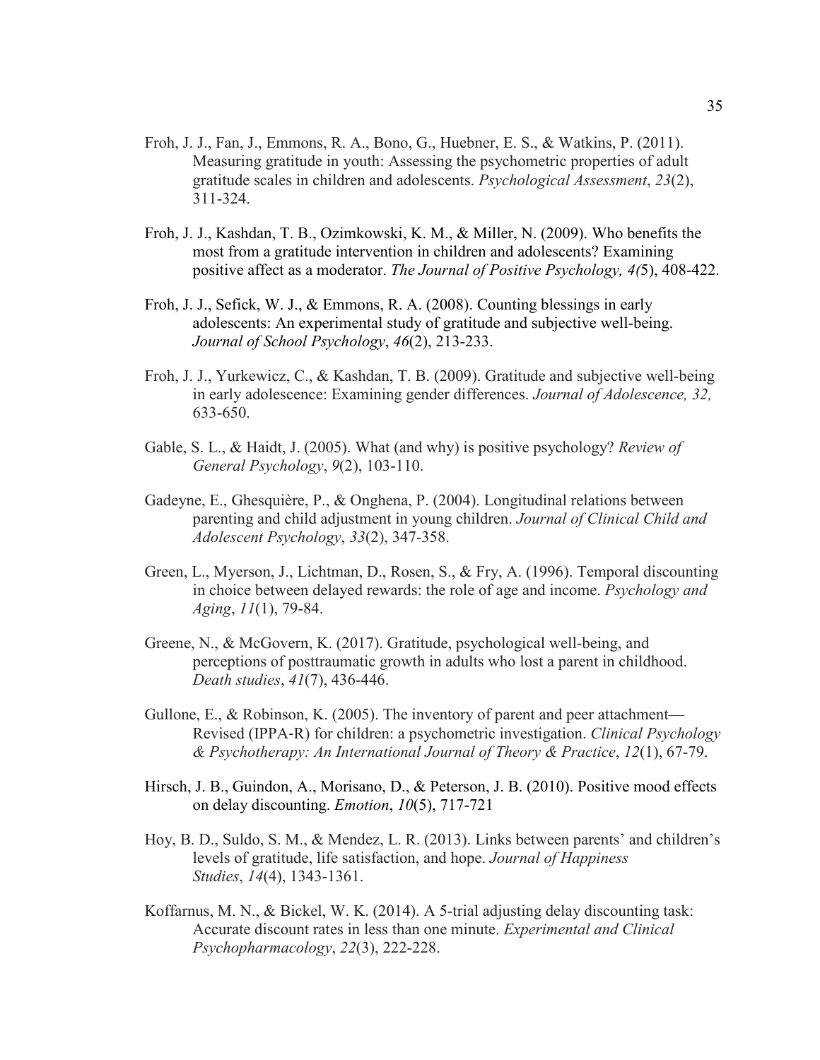Froh, J. J., Fan, J., Emmons, R. A., Bono, G., Huebner, E. S., & Watkins, P. (2011). Measuring gratitude in youth: Assessing the psychometric properties of adult gratitude scales in children and adolescents. *Psychological Assessment*, *23*(2), 311-324.

Froh, J. J., Kashdan, T. B., Ozimkowski, K. M., & Miller, N. (2009). Who benefits the most from a gratitude intervention in children and adolescents? Examining positive affect as a moderator. *The Journal of Positive Psychology, 4(*5), 408-422.

Froh, J. J., Sefick, W. J., & Emmons, R. A. (2008). Counting blessings in early adolescents: An experimental study of gratitude and subjective well-being. *Journal of School Psychology*, *46*(2), 213-233.

Froh, J. J., Yurkewicz, C., & Kashdan, T. B. (2009). Gratitude and subjective well-being in early adolescence: Examining gender differences. *Journal of Adolescence, 32,* 633-650.

Gable, S. L., & Haidt, J. (2005). What (and why) is positive psychology? *Review of General Psychology*, *9*(2), 103-110.

Gadeyne, E., Ghesquière, P., & Onghena, P. (2004). Longitudinal relations between parenting and child adjustment in young children. *Journal of Clinical Child and Adolescent Psychology*, *33*(2), 347-358.

Green, L., Myerson, J., Lichtman, D., Rosen, S., & Fry, A. (1996). Temporal discounting in choice between delayed rewards: the role of age and income. *Psychology and Aging*, *11*(1), 79-84.

Greene, N., & McGovern, K. (2017). Gratitude, psychological well-being, and perceptions of posttraumatic growth in adults who lost a parent in childhood. *Death studies*, *41*(7), 436-446.

Gullone, E., & Robinson, K. (2005). The inventory of parent and peer attachment—Revised (IPPA-R) for children: a psychometric investigation. *Clinical Psychology & Psychotherapy: An International Journal of Theory & Practice*, *12*(1), 67-79.

Hirsch, J. B., Guindon, A., Morisano, D., & Peterson, J. B. (2010). Positive mood effects on delay discounting. *Emotion*, *10*(5), 717-721

Hoy, B. D., Suldo, S. M., & Mendez, L. R. (2013). Links between parents' and children's levels of gratitude, life satisfaction, and hope. *Journal of Happiness Studies*, *14*(4), 1343-1361.

Koffarnus, M. N., & Bickel, W. K. (2014). A 5-trial adjusting delay discounting task: Accurate discount rates in less than one minute. *Experimental and Clinical Psychopharmacology*, *22*(3), 222-228.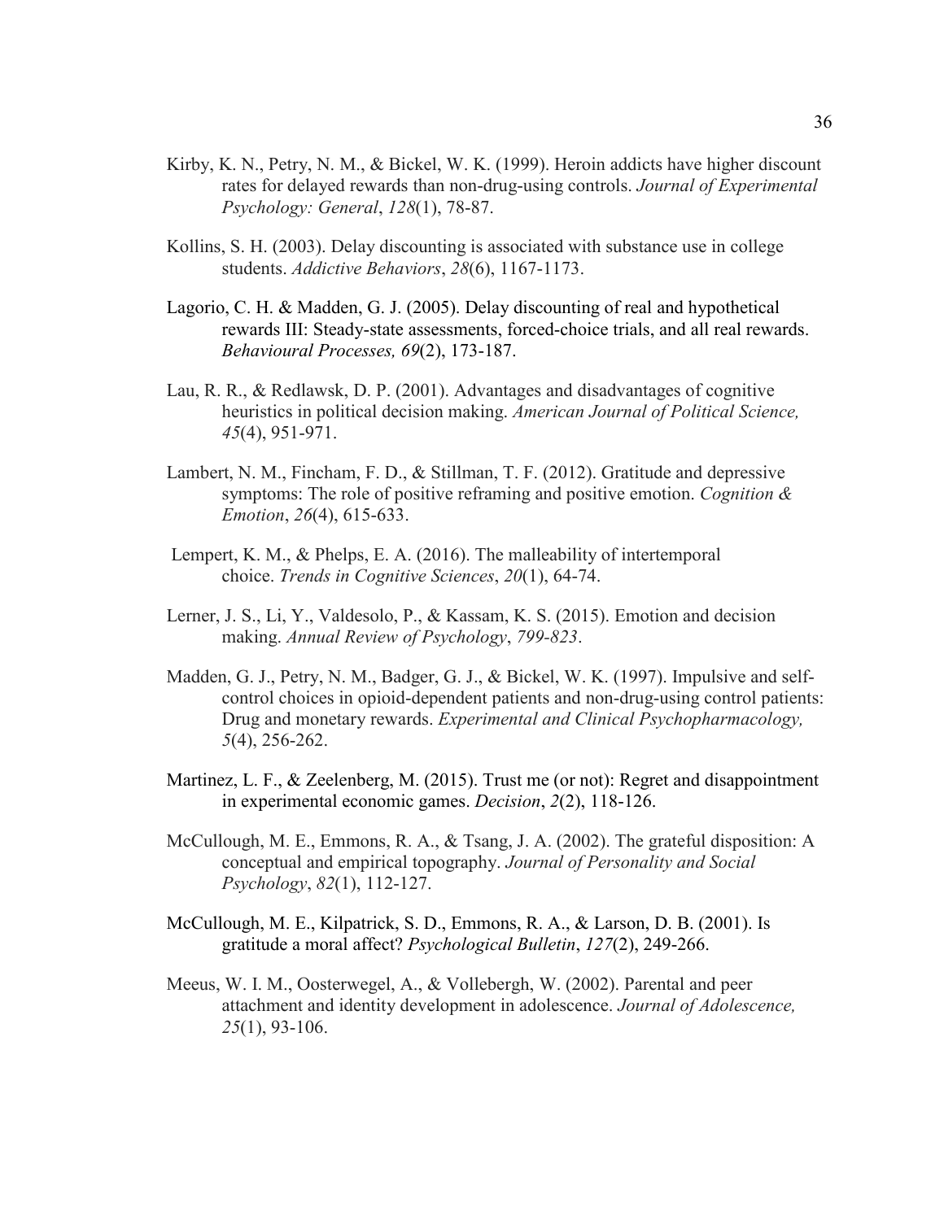Kirby, K. N., Petry, N. M., & Bickel, W. K. (1999). Heroin addicts have higher discount rates for delayed rewards than non-drug-using controls. *Journal of Experimental Psychology: General*, *128*(1), 78-87.

Kollins, S. H. (2003). Delay discounting is associated with substance use in college students. *Addictive Behaviors*, *28*(6), 1167-1173.

Lagorio, C. H. & Madden, G. J. (2005). Delay discounting of real and hypothetical rewards III: Steady-state assessments, forced-choice trials, and all real rewards. *Behavioural Processes, 69*(2), 173-187.

Lau, R. R., & Redlawsk, D. P. (2001). Advantages and disadvantages of cognitive heuristics in political decision making. *American Journal of Political Science, 45*(4), 951-971.

Lambert, N. M., Fincham, F. D., & Stillman, T. F. (2012). Gratitude and depressive symptoms: The role of positive reframing and positive emotion. *Cognition & Emotion*, *26*(4), 615-633.

Lempert, K. M., & Phelps, E. A. (2016). The malleability of intertemporal choice. *Trends in Cognitive Sciences*, *20*(1), 64-74.

Lerner, J. S., Li, Y., Valdesolo, P., & Kassam, K. S. (2015). Emotion and decision making. *Annual Review of Psychology*, *799-823*.

Madden, G. J., Petry, N. M., Badger, G. J., & Bickel, W. K. (1997). Impulsive and self-control choices in opioid-dependent patients and non-drug-using control patients: Drug and monetary rewards. *Experimental and Clinical Psychopharmacology, 5*(4), 256-262.

Martinez, L. F., & Zeelenberg, M. (2015). Trust me (or not): Regret and disappointment in experimental economic games. *Decision*, *2*(2), 118-126.

McCullough, M. E., Emmons, R. A., & Tsang, J. A. (2002). The grateful disposition: A conceptual and empirical topography. *Journal of Personality and Social Psychology*, *82*(1), 112-127.

McCullough, M. E., Kilpatrick, S. D., Emmons, R. A., & Larson, D. B. (2001). Is gratitude a moral affect? *Psychological Bulletin*, *127*(2), 249-266.

Meeus, W. I. M., Oosterwegel, A., & Vollebergh, W. (2002). Parental and peer attachment and identity development in adolescence. *Journal of Adolescence, 25*(1), 93-106.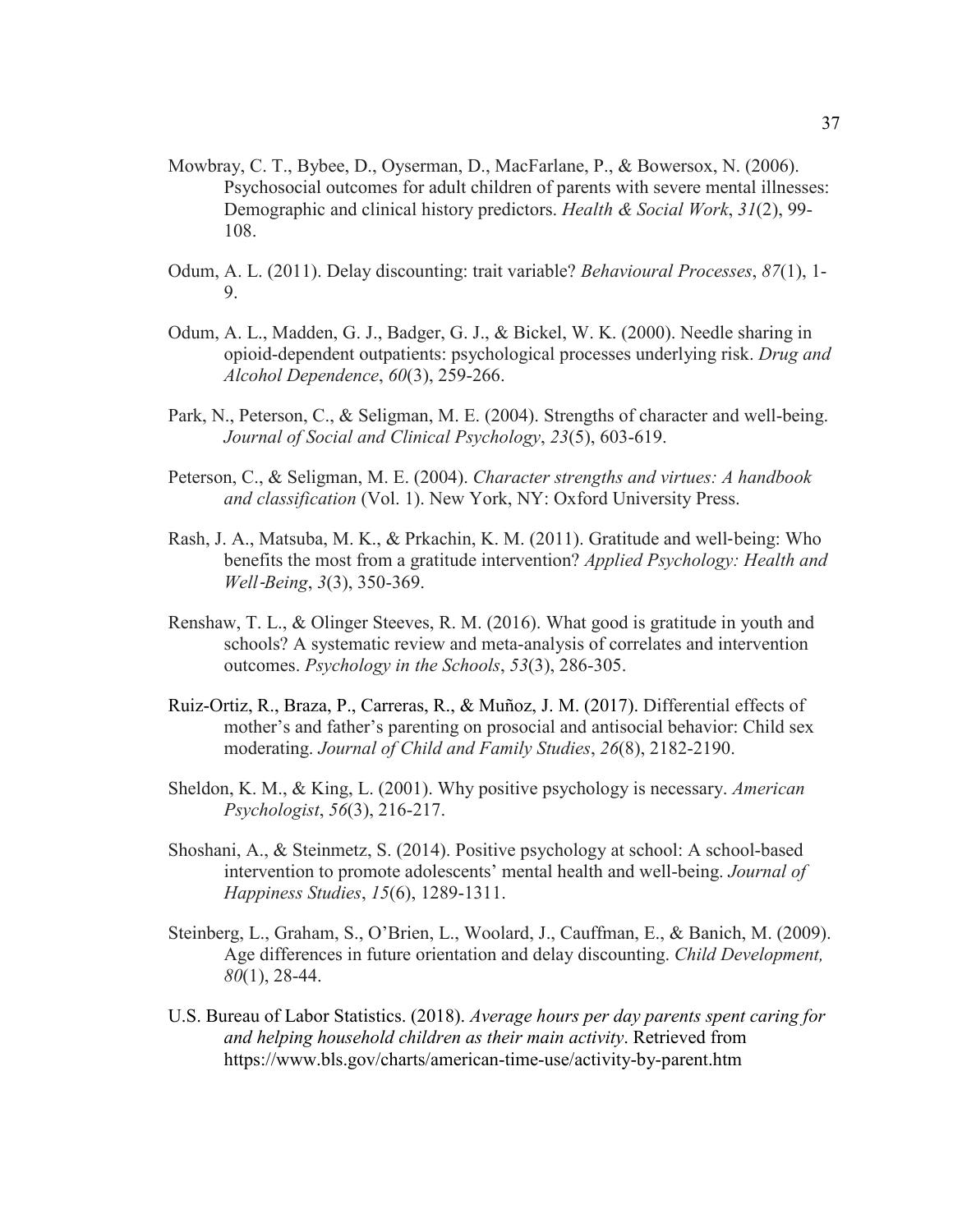Mowbray, C. T., Bybee, D., Oyserman, D., MacFarlane, P., & Bowersox, N. (2006). Psychosocial outcomes for adult children of parents with severe mental illnesses: Demographic and clinical history predictors. *Health & Social Work*, *31*(2), 99-108.

Odum, A. L. (2011). Delay discounting: trait variable? *Behavioural Processes*, *87*(1), 1-9.

Odum, A. L., Madden, G. J., Badger, G. J., & Bickel, W. K. (2000). Needle sharing in opioid-dependent outpatients: psychological processes underlying risk. *Drug and Alcohol Dependence*, *60*(3), 259-266.

Park, N., Peterson, C., & Seligman, M. E. (2004). Strengths of character and well-being. *Journal of Social and Clinical Psychology*, *23*(5), 603-619.

Peterson, C., & Seligman, M. E. (2004). *Character strengths and virtues: A handbook and classification* (Vol. 1). New York, NY: Oxford University Press.

Rash, J. A., Matsuba, M. K., & Prkachin, K. M. (2011). Gratitude and well‐being: Who benefits the most from a gratitude intervention? *Applied Psychology: Health and Well‐Being*, *3*(3), 350-369.

Renshaw, T. L., & Olinger Steeves, R. M. (2016). What good is gratitude in youth and schools? A systematic review and meta-analysis of correlates and intervention outcomes. *Psychology in the Schools*, *53*(3), 286-305.

Ruiz-Ortiz, R., Braza, P., Carreras, R., & Muñoz, J. M. (2017). Differential effects of mother's and father's parenting on prosocial and antisocial behavior: Child sex moderating. *Journal of Child and Family Studies*, *26*(8), 2182-2190.

Sheldon, K. M., & King, L. (2001). Why positive psychology is necessary. *American Psychologist*, *56*(3), 216-217.

Shoshani, A., & Steinmetz, S. (2014). Positive psychology at school: A school-based intervention to promote adolescents' mental health and well-being. *Journal of Happiness Studies*, *15*(6), 1289-1311.

Steinberg, L., Graham, S., O'Brien, L., Woolard, J., Cauffman, E., & Banich, M. (2009). Age differences in future orientation and delay discounting. *Child Development, 80*(1), 28-44.

U.S. Bureau of Labor Statistics. (2018). *Average hours per day parents spent caring for and helping household children as their main activity*. Retrieved from https://www.bls.gov/charts/american-time-use/activity-by-parent.htm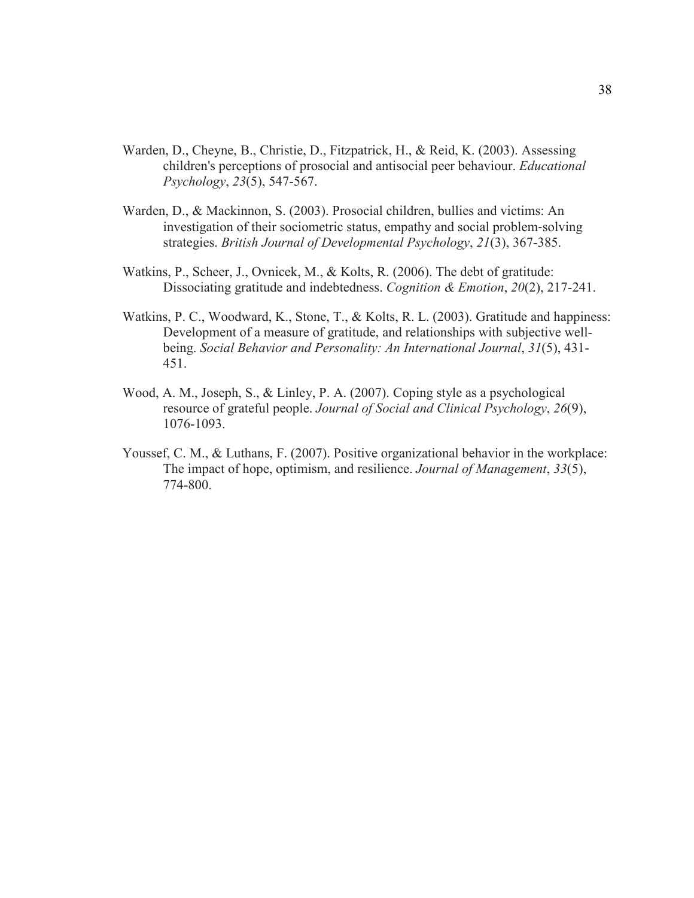Warden, D., Cheyne, B., Christie, D., Fitzpatrick, H., & Reid, K. (2003). Assessing children's perceptions of prosocial and antisocial peer behaviour. *Educational Psychology*, *23*(5), 547-567.

Warden, D., & Mackinnon, S. (2003). Prosocial children, bullies and victims: An investigation of their sociometric status, empathy and social problem-solving strategies. *British Journal of Developmental Psychology*, *21*(3), 367-385.

Watkins, P., Scheer, J., Ovnicek, M., & Kolts, R. (2006). The debt of gratitude: Dissociating gratitude and indebtedness. *Cognition & Emotion*, *20*(2), 217-241.

Watkins, P. C., Woodward, K., Stone, T., & Kolts, R. L. (2003). Gratitude and happiness: Development of a measure of gratitude, and relationships with subjective well-being. *Social Behavior and Personality: An International Journal*, *31*(5), 431-451.

Wood, A. M., Joseph, S., & Linley, P. A. (2007). Coping style as a psychological resource of grateful people. *Journal of Social and Clinical Psychology*, *26*(9), 1076-1093.

Youssef, C. M., & Luthans, F. (2007). Positive organizational behavior in the workplace: The impact of hope, optimism, and resilience. *Journal of Management*, *33*(5), 774-800.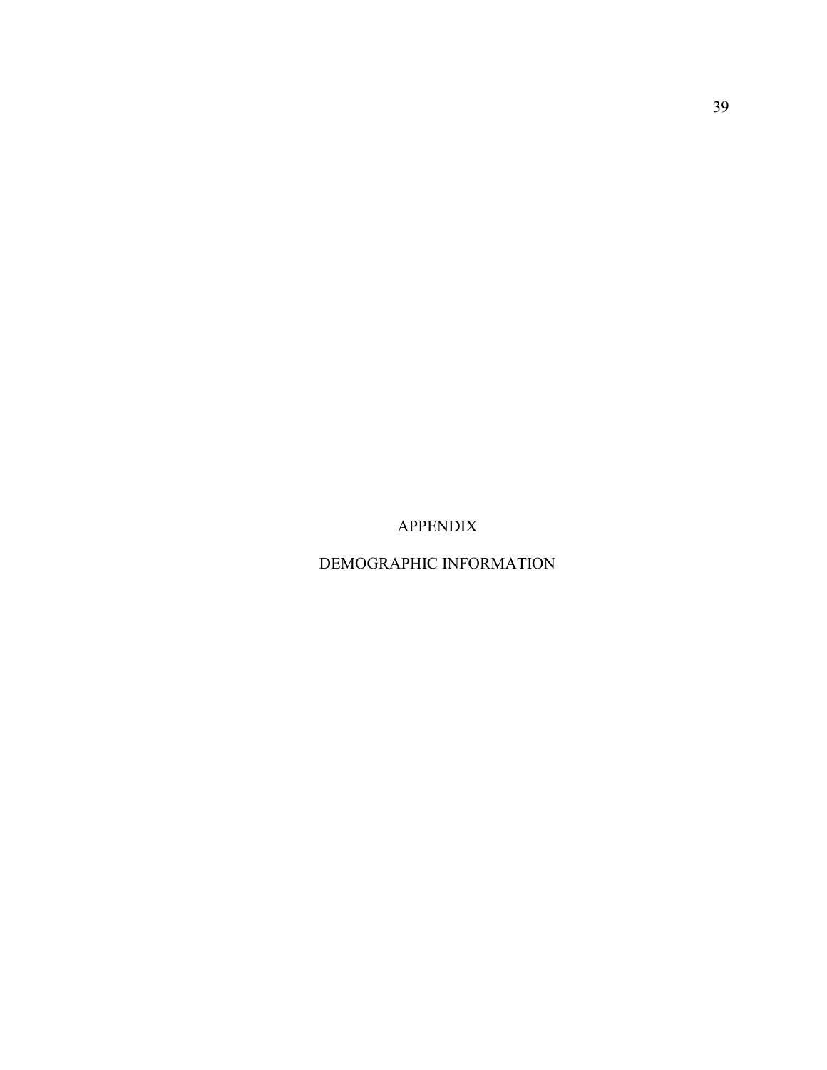# APPENDIX

# DEMOGRAPHIC INFORMATION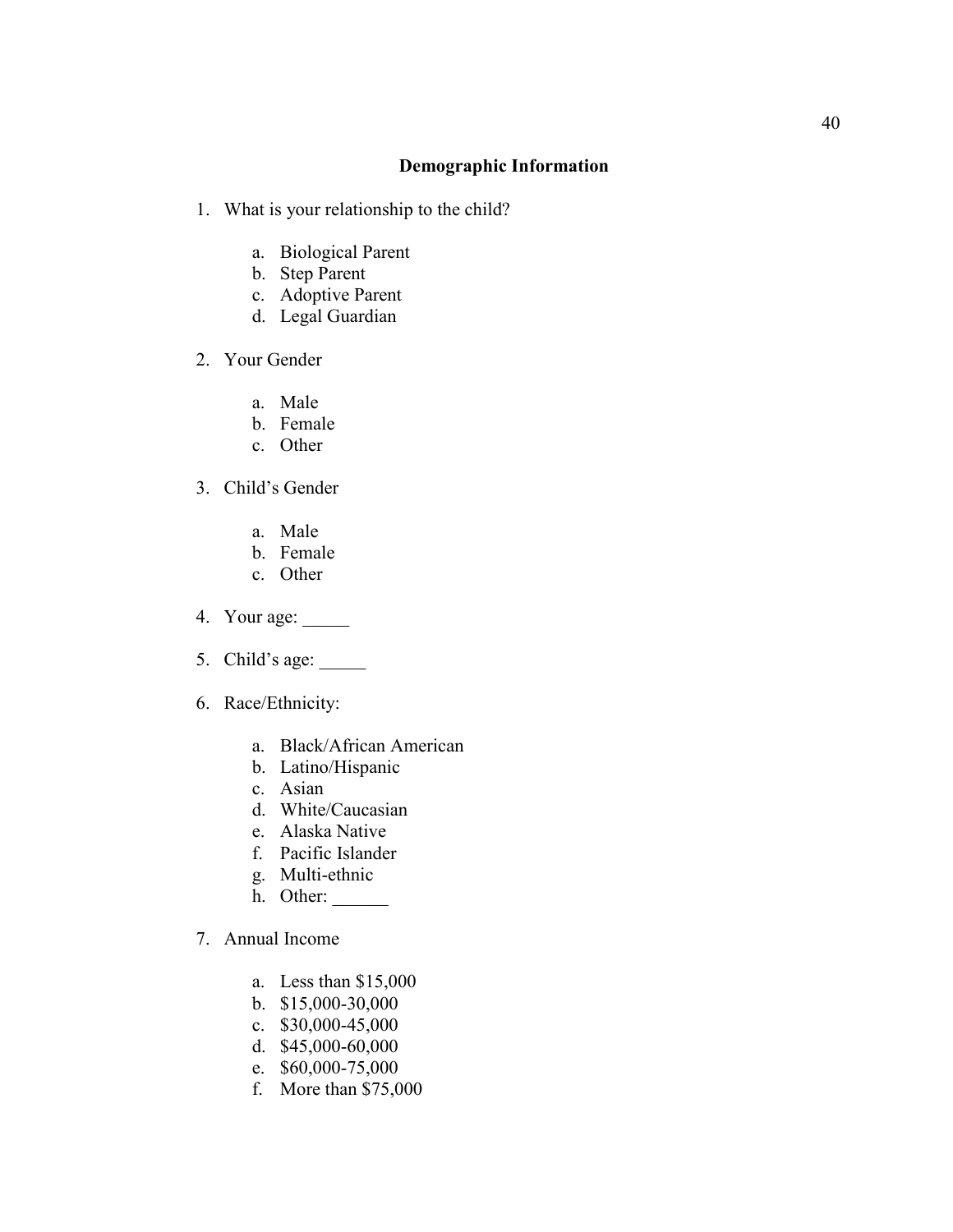## Demographic Information

1. What is your relationship to the child?

    a. Biological Parent
    b. Step Parent
    c. Adoptive Parent
    d. Legal Guardian

2. Your Gender

    a. Male
    b. Female
    c. Other

3. Child's Gender

    a. Male
    b. Female
    c. Other

4. Your age: _____

5. Child's age: _____

6. Race/Ethnicity:

    a. Black/African American
    b. Latino/Hispanic
    c. Asian
    d. White/Caucasian
    e. Alaska Native
    f. Pacific Islander
    g. Multi-ethnic
    h. Other: ______

7. Annual Income

    a. Less than $15,000
    b. $15,000-30,000
    c. $30,000-45,000
    d. $45,000-60,000
    e. $60,000-75,000
    f. More than $75,000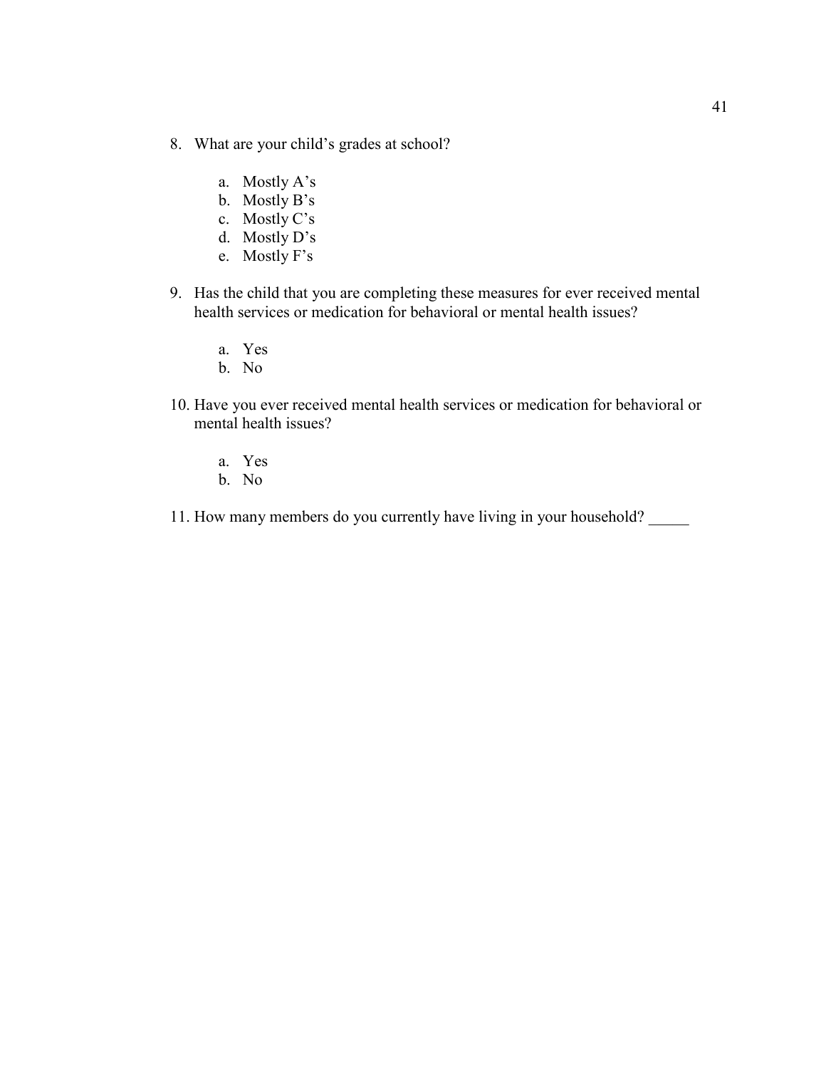8. What are your child's grades at school?

    a. Mostly A's
    b. Mostly B's
    c. Mostly C's
    d. Mostly D's
    e. Mostly F's

9. Has the child that you are completing these measures for ever received mental health services or medication for behavioral or mental health issues?

    a. Yes
    b. No

10. Have you ever received mental health services or medication for behavioral or mental health issues?

    a. Yes
    b. No

11. How many members do you currently have living in your household? _____